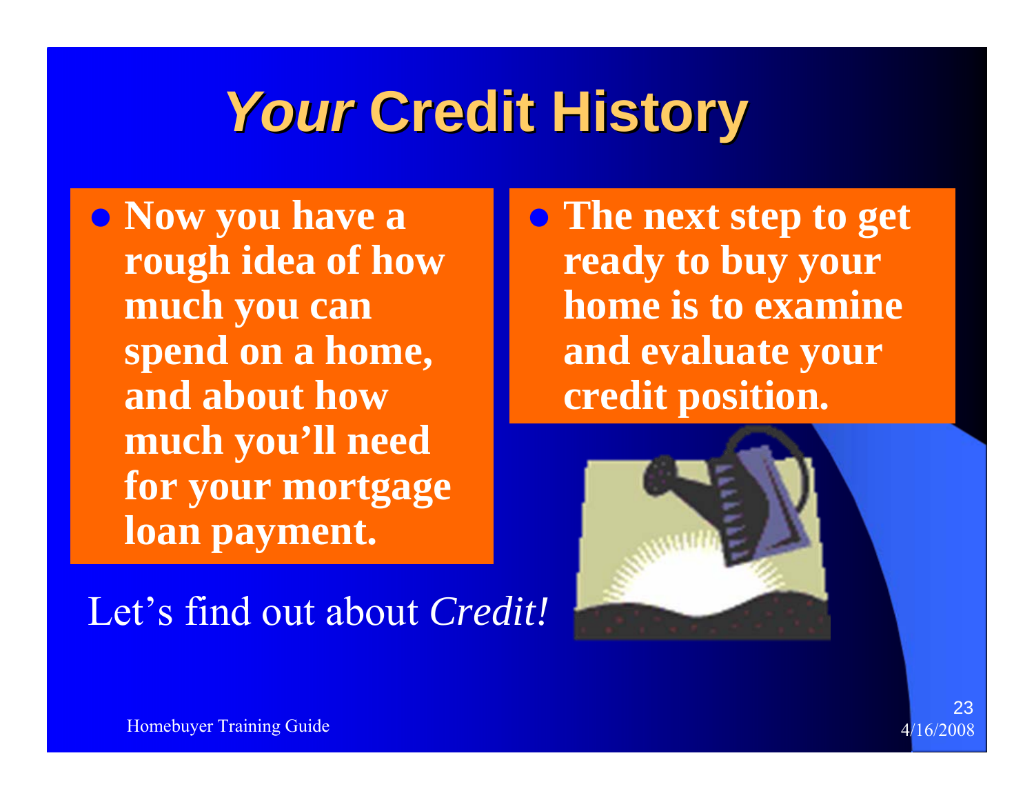# *Your* Credit History

- **Now you have a rough idea of how much you can spend on a home, and about how much you'll need for your mortgage loan payment.**

- **The next step to get ready to buy your home is to examine and evaluate your credit position.**

Let's find out about *Credit!*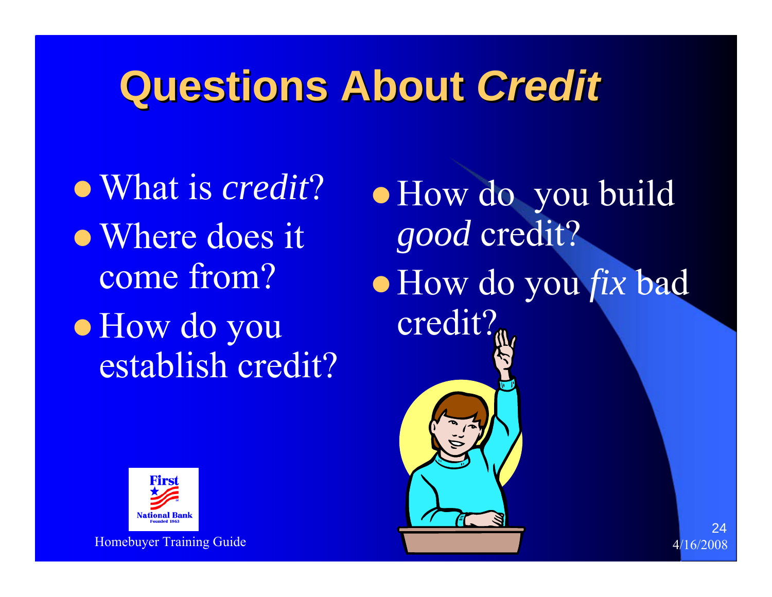# Questions About *Credit*

- What is *credit*?
- Where does it come from?
- How do you establish credit?
- How do you build *good* credit?
- How do you *fix* bad credit?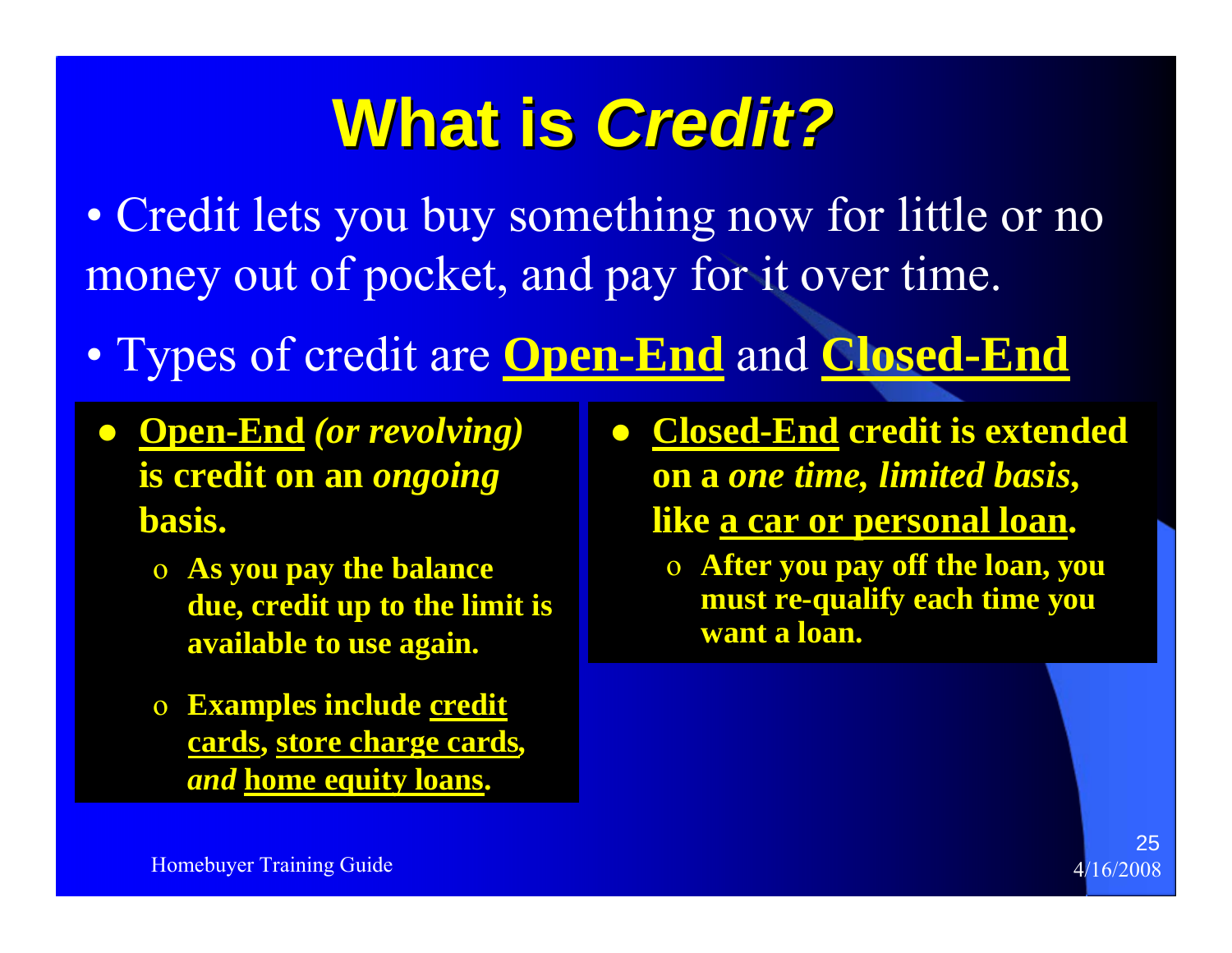# What is *Credit?*

- Credit lets you buy something now for little or no money out of pocket, and pay for it over time.
- Types of credit are **Open-End** and **Closed-End**

- **Open-End** ***(or revolving)*** **is credit on an** ***ongoing*** **basis.**
  - **As you pay the balance due, credit up to the limit is available to use again.**
  - **Examples include credit cards, store charge cards,** ***and*** **home equity loans.**

- **Closed-End credit is extended on a** ***one time, limited basis,*** **like a car or personal loan.**
  - **After you pay off the loan, you must re-qualify each time you want a loan.**

Homebuyer Training Guide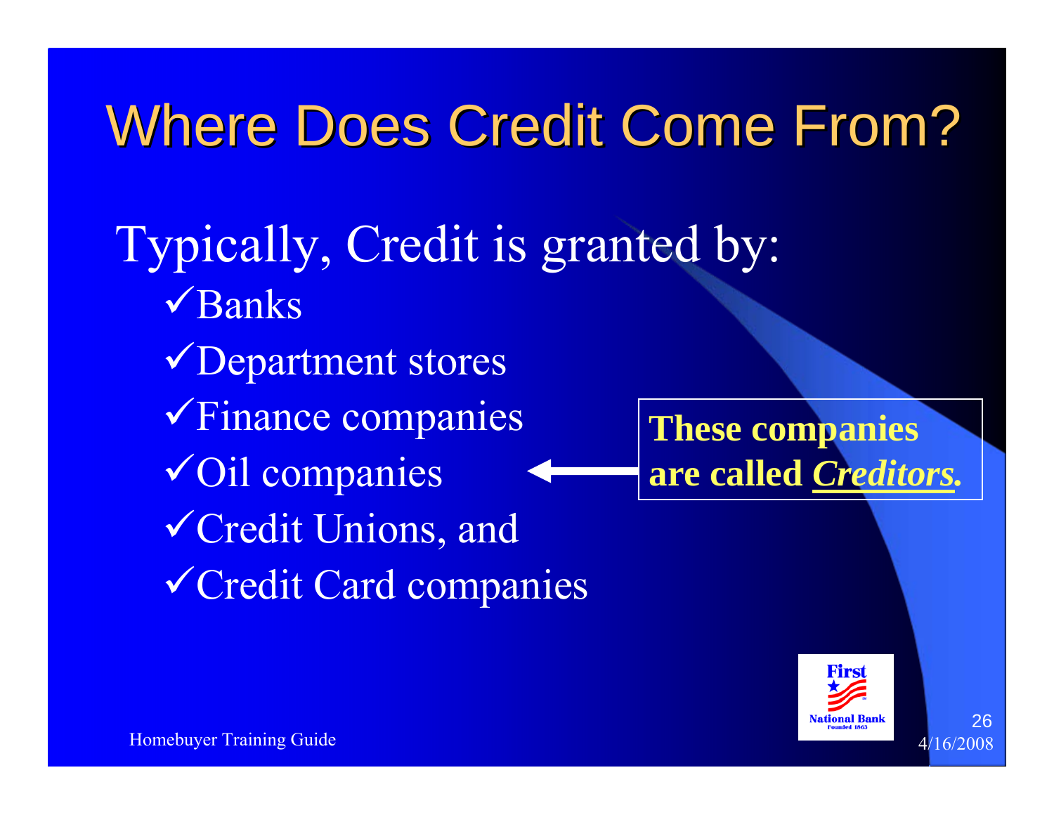# Where Does Credit Come From?

Typically, Credit is granted by:

- ✓Banks
- ✓Department stores
- ✓Finance companies
- ✓Oil companies
- ✓Credit Unions, and
- ✓Credit Card companies

**These companies are called *Creditors.***

Homebuyer Training Guide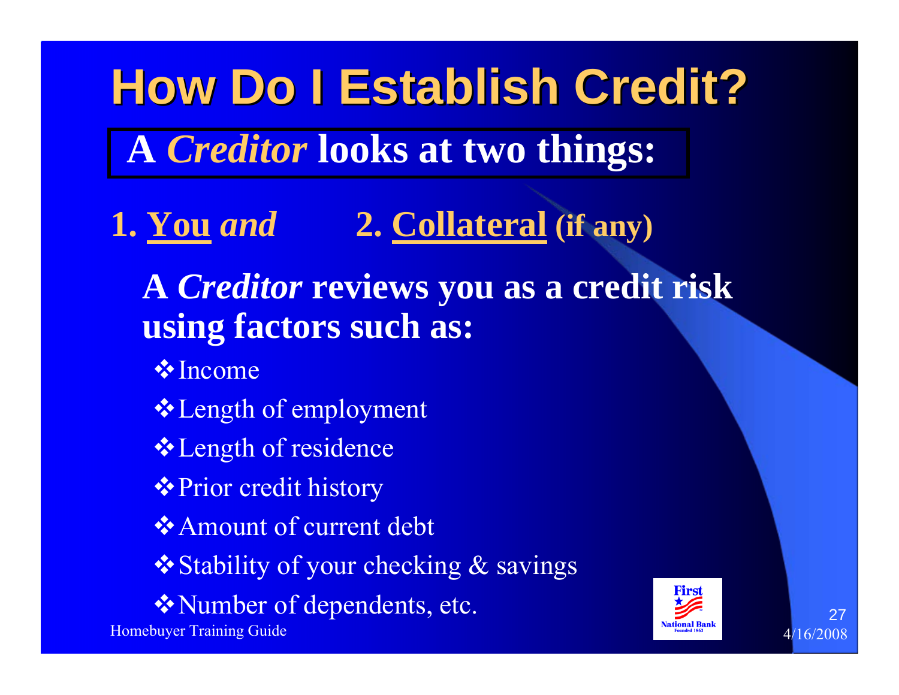# How Do I Establish Credit?

**A *Creditor* looks at two things:**

**1. You *and*   2. Collateral (if any)**

**A *Creditor* reviews you as a credit risk using factors such as:**

- Income
- Length of employment
- Length of residence
- Prior credit history
- Amount of current debt
- Stability of your checking & savings
- Number of dependents, etc.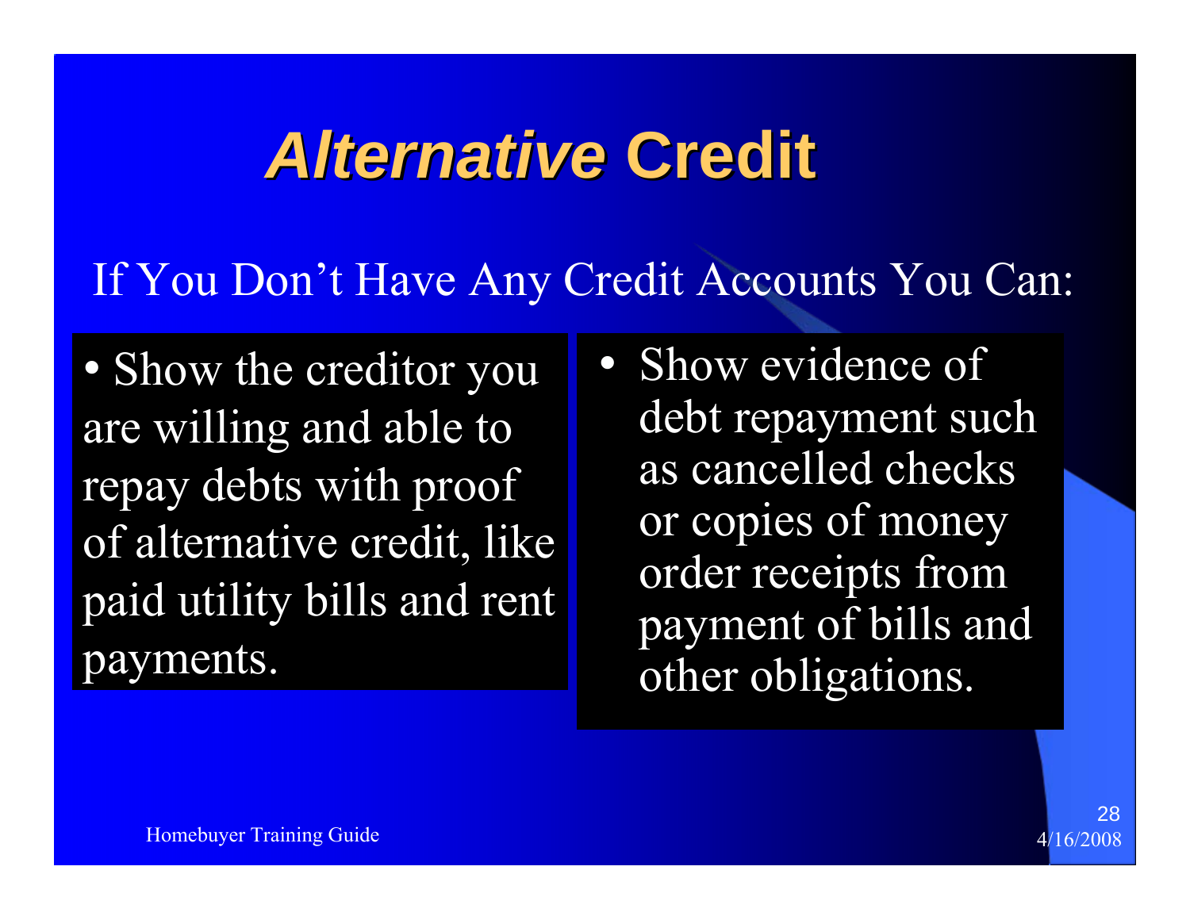# *Alternative* Credit

If You Don't Have Any Credit Accounts You Can:

- Show the creditor you are willing and able to repay debts with proof of alternative credit, like paid utility bills and rent payments.
- Show evidence of debt repayment such as cancelled checks or copies of money order receipts from payment of bills and other obligations.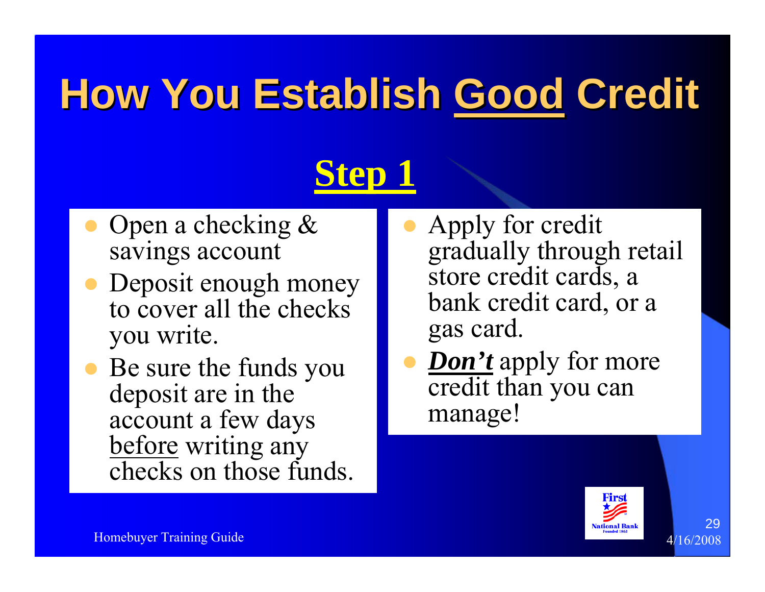# How You Establish <u>Good</u> Credit

## <u>Step 1</u>

- Open a checking & savings account
- Deposit enough money to cover all the checks you write.
- Be sure the funds you deposit are in the account a few days <u>before</u> writing any checks on those funds.

- Apply for credit gradually through retail store credit cards, a bank credit card, or a gas card.
- ***<u>Don't</u>*** apply for more credit than you can manage!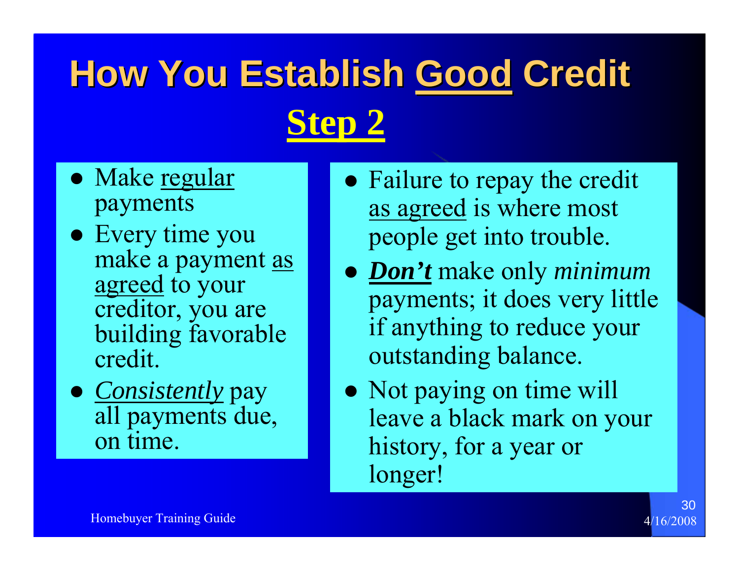# How You Establish <u>Good</u> Credit

## <u>Step 2</u>

- Make <u>regular</u> payments
- Every time you make a payment <u>as agreed</u> to your creditor, you are building favorable credit.
- <u>*Consistently*</u> pay all payments due, on time.

- Failure to repay the credit <u>as agreed</u> is where most people get into trouble.
- <u>***Don't***</u> make only *minimum* payments; it does very little if anything to reduce your outstanding balance.
- Not paying on time will leave a black mark on your history, for a year or longer!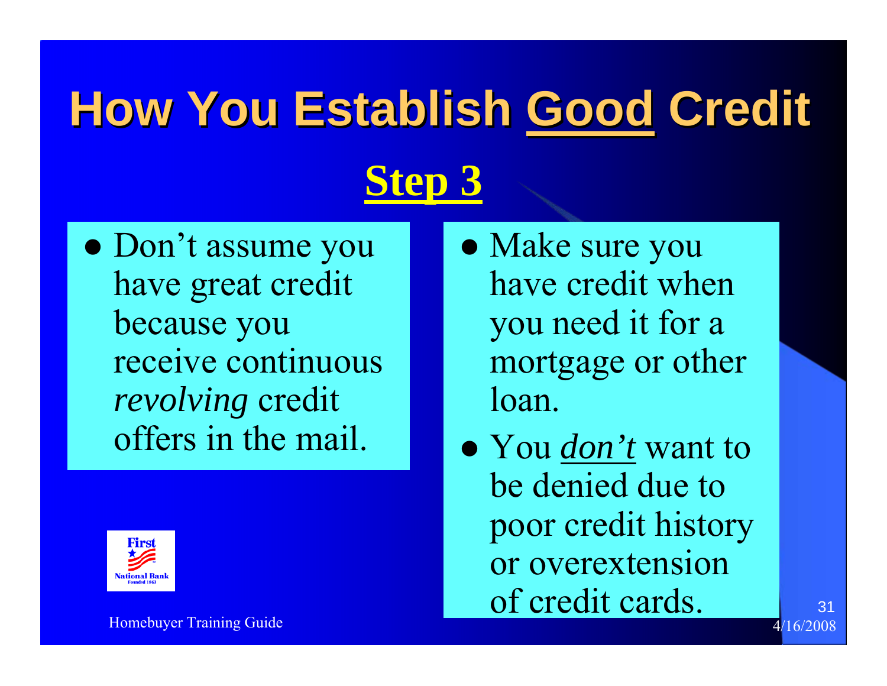# How You Establish <u>Good</u> Credit

## <u>Step 3</u>

- Don’t assume you have great credit because you receive continuous *revolving* credit offers in the mail.

- Make sure you have credit when you need it for a mortgage or other loan.
- You *<u>don’t</u>* want to be denied due to poor credit history or overextension of credit cards.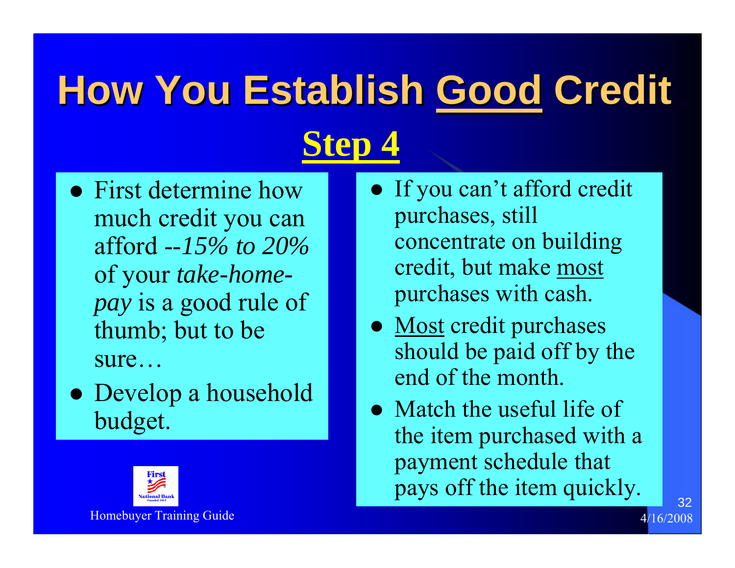# How You Establish Good Credit

## Step 4

- First determine how much credit you can afford --*15% to 20%* of your *take-home-pay* is a good rule of thumb; but to be sure…
- Develop a household budget.

- If you can't afford credit purchases, still concentrate on building credit, but make most purchases with cash.
- Most credit purchases should be paid off by the end of the month.
- Match the useful life of the item purchased with a payment schedule that pays off the item quickly.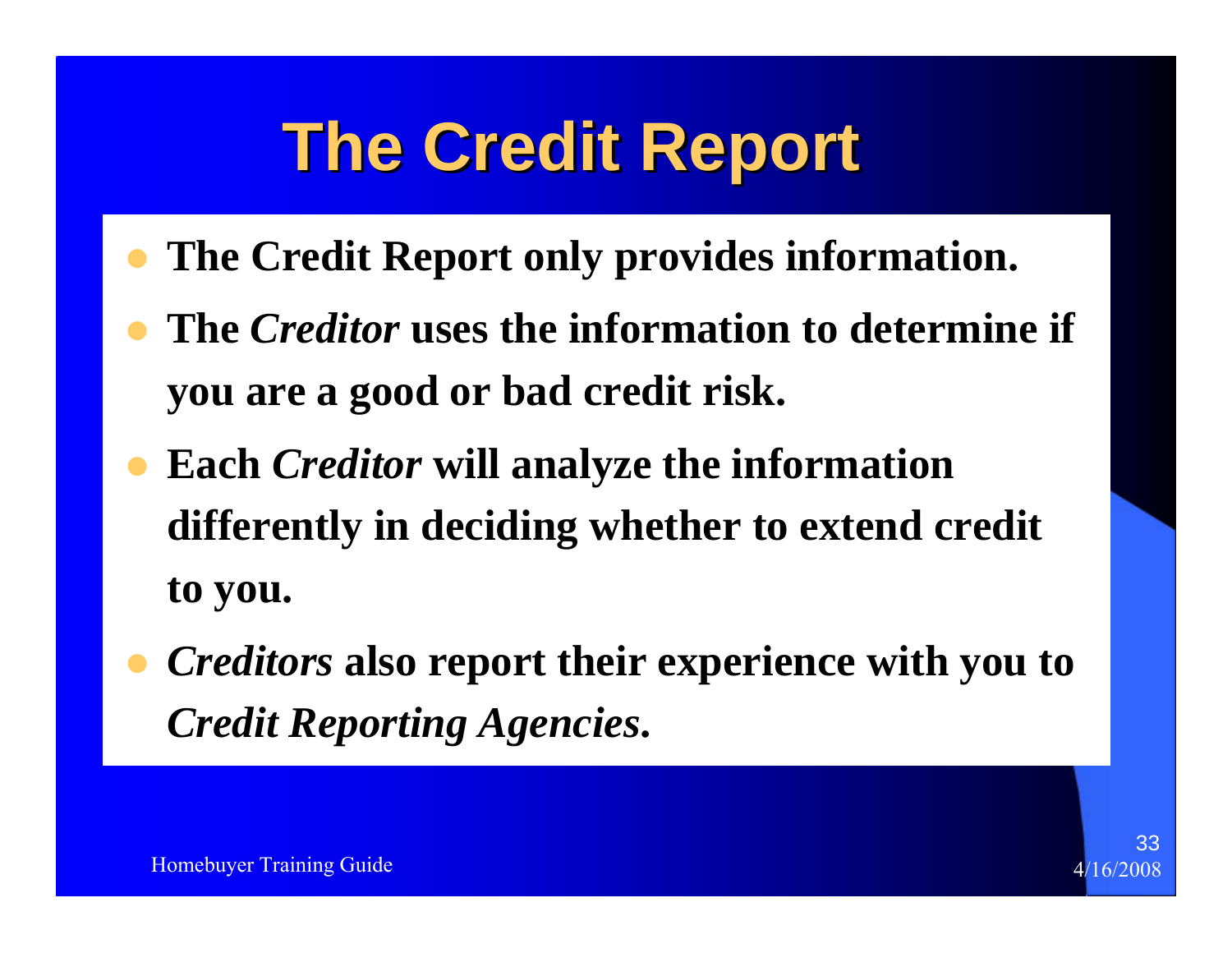# The Credit Report

- **The Credit Report only provides information.**
- **The *Creditor* uses the information to determine if you are a good or bad credit risk.**
- **Each *Creditor* will analyze the information differently in deciding whether to extend credit to you.**
- ***Creditors* also report their experience with you to *Credit Reporting Agencies*.**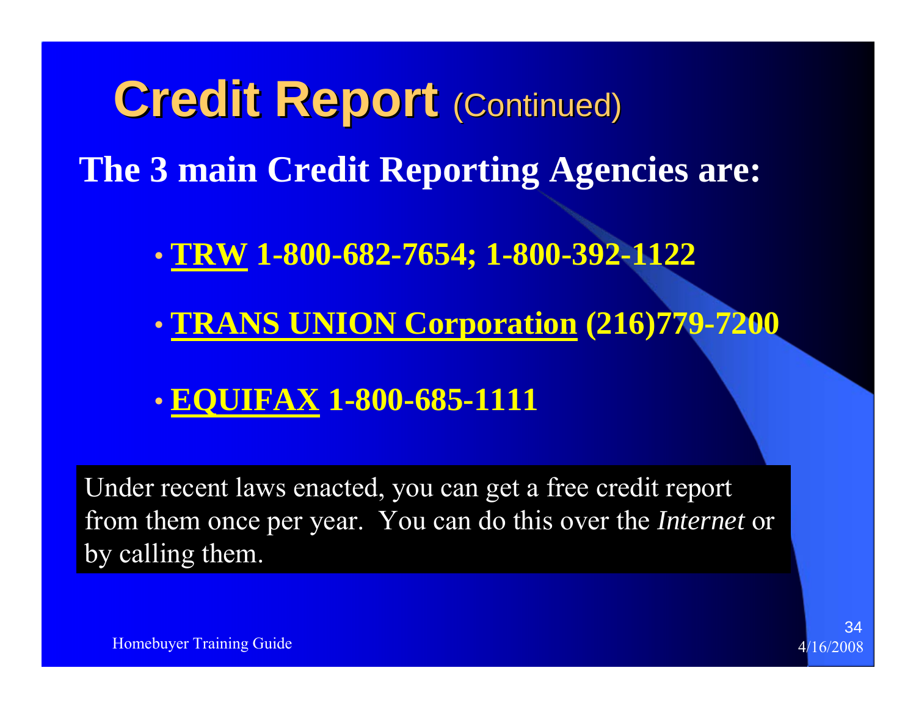# Credit Report (Continued)

**The 3 main Credit Reporting Agencies are:**

- **TRW 1-800-682-7654; 1-800-392-1122**
- **TRANS UNION Corporation (216)779-7200**
- **EQUIFAX 1-800-685-1111**

Under recent laws enacted, you can get a free credit report from them once per year. You can do this over the *Internet* or by calling them.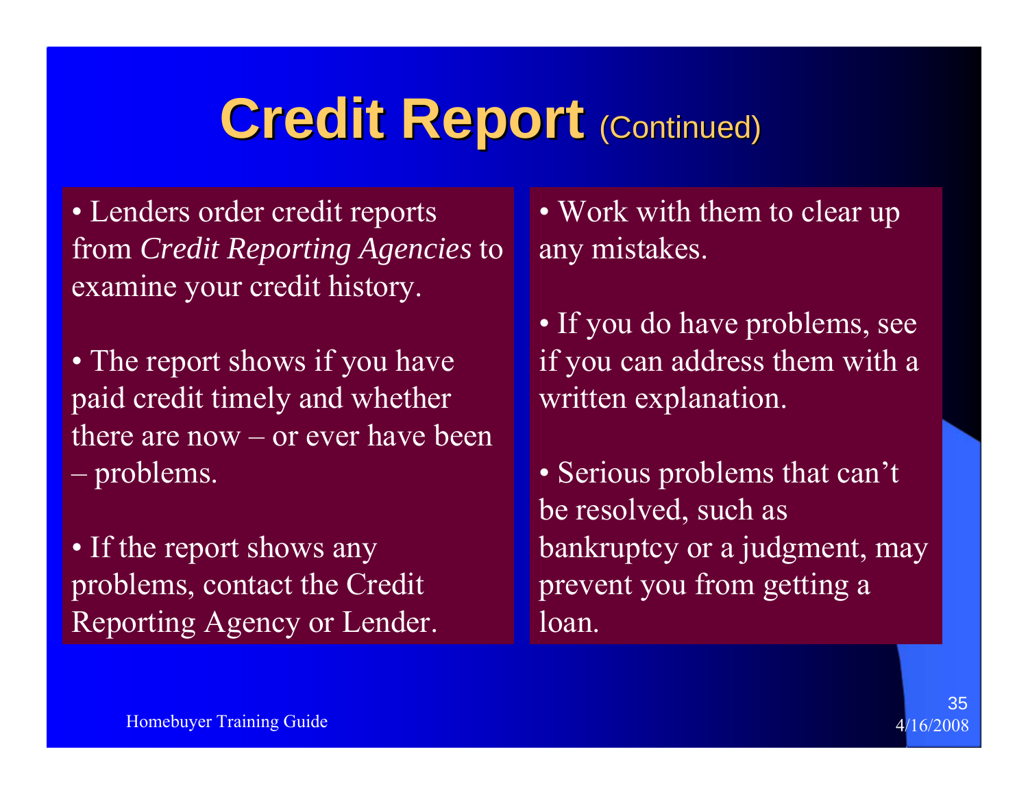# Credit Report (Continued)

- Lenders order credit reports from *Credit Reporting Agencies* to examine your credit history.
- The report shows if you have paid credit timely and whether there are now – or ever have been – problems.
- If the report shows any problems, contact the Credit Reporting Agency or Lender.
- Work with them to clear up any mistakes.
- If you do have problems, see if you can address them with a written explanation.
- Serious problems that can't be resolved, such as bankruptcy or a judgment, may prevent you from getting a loan.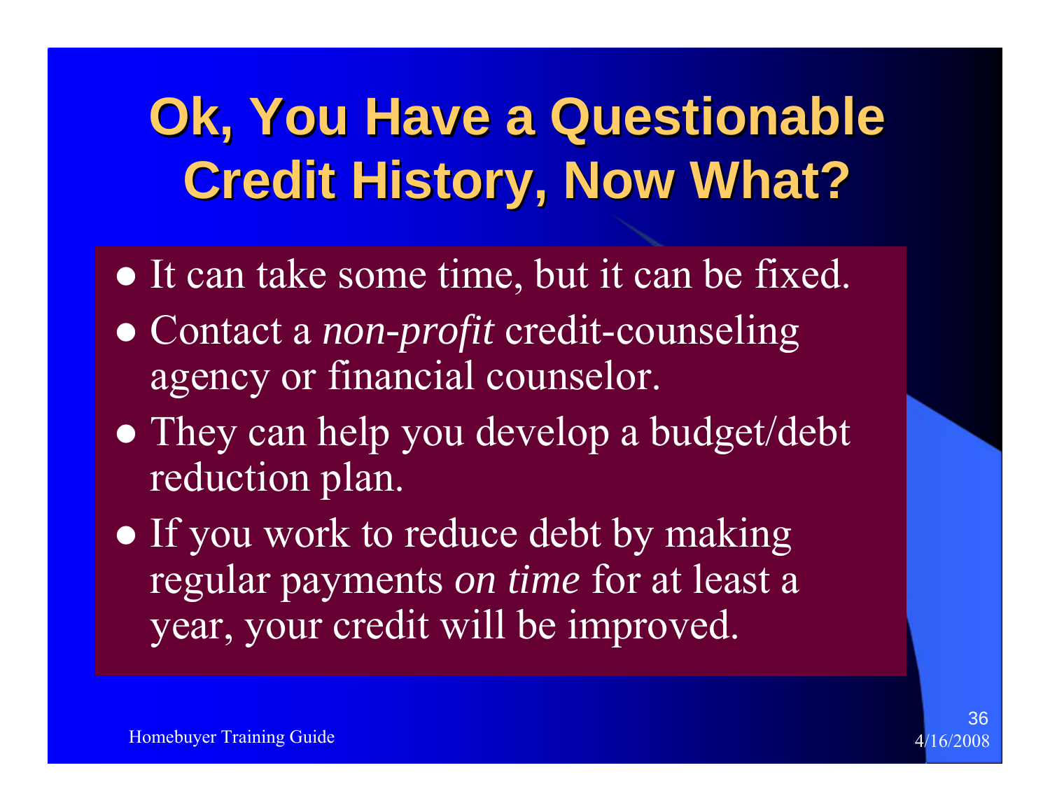# Ok, You Have a Questionable Credit History, Now What?

- It can take some time, but it can be fixed.
- Contact a *non-profit* credit-counseling agency or financial counselor.
- They can help you develop a budget/debt reduction plan.
- If you work to reduce debt by making regular payments *on time* for at least a year, your credit will be improved.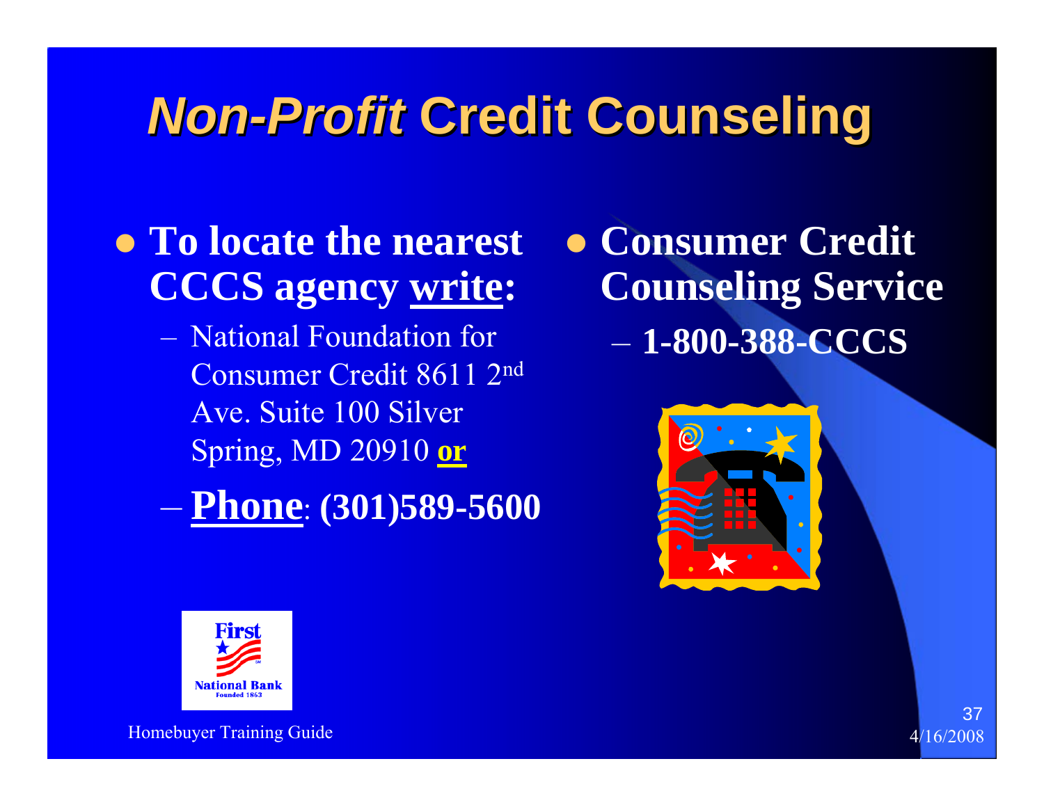# *Non-Profit* Credit Counseling

- **To locate the nearest CCCS agency write:**
  - National Foundation for Consumer Credit 8611 2nd Ave. Suite 100 Silver Spring, MD 20910 **or**
  - **Phone**: **(301)589-5600**

- **Consumer Credit Counseling Service**
  - **1-800-388-CCCS**

Homebuyer Training Guide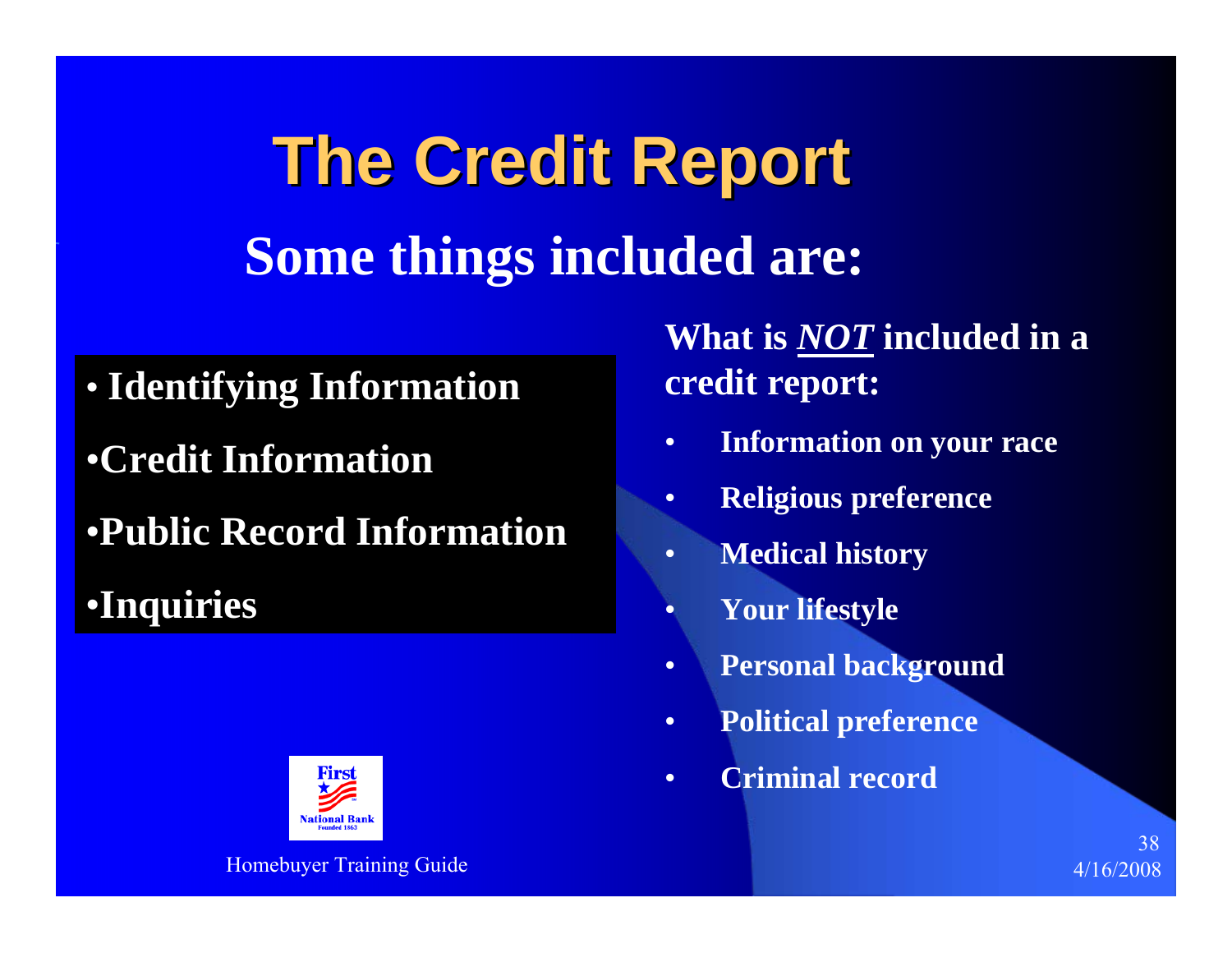# The Credit Report

## Some things included are:

- Identifying Information
- Credit Information
- Public Record Information
- Inquiries

**What is *NOT* included in a credit report:**

- Information on your race
- Religious preference
- Medical history
- Your lifestyle
- Personal background
- Political preference
- Criminal record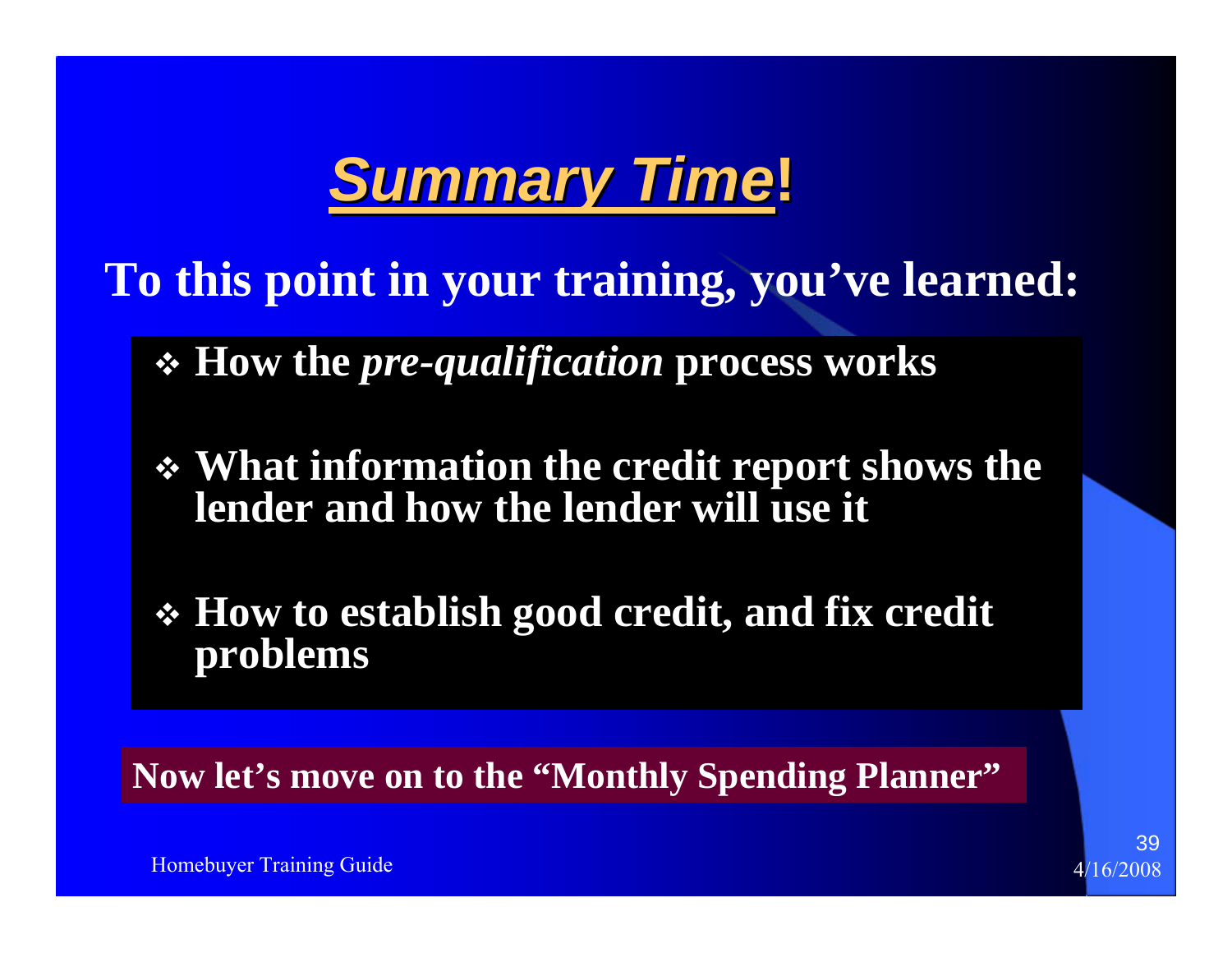# *Summary Time*!

**To this point in your training, you've learned:**

- **How the *pre-qualification* process works**
- **What information the credit report shows the lender and how the lender will use it**
- **How to establish good credit, and fix credit problems**

**Now let's move on to the "Monthly Spending Planner"**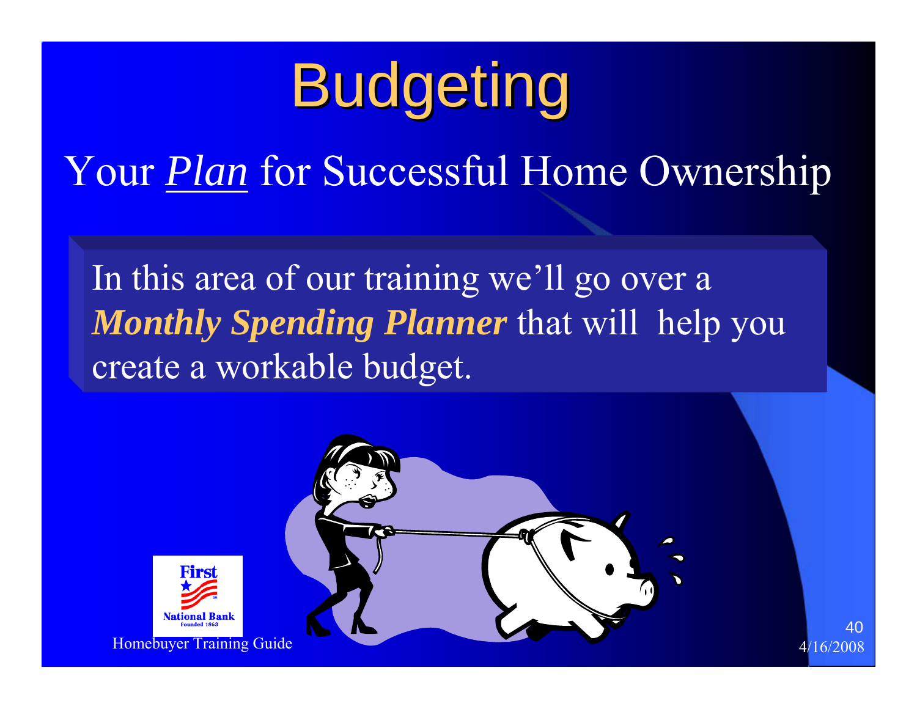# Budgeting

## Your *Plan* for Successful Home Ownership

In this area of our training we'll go over a ***Monthly Spending Planner*** that will help you create a workable budget.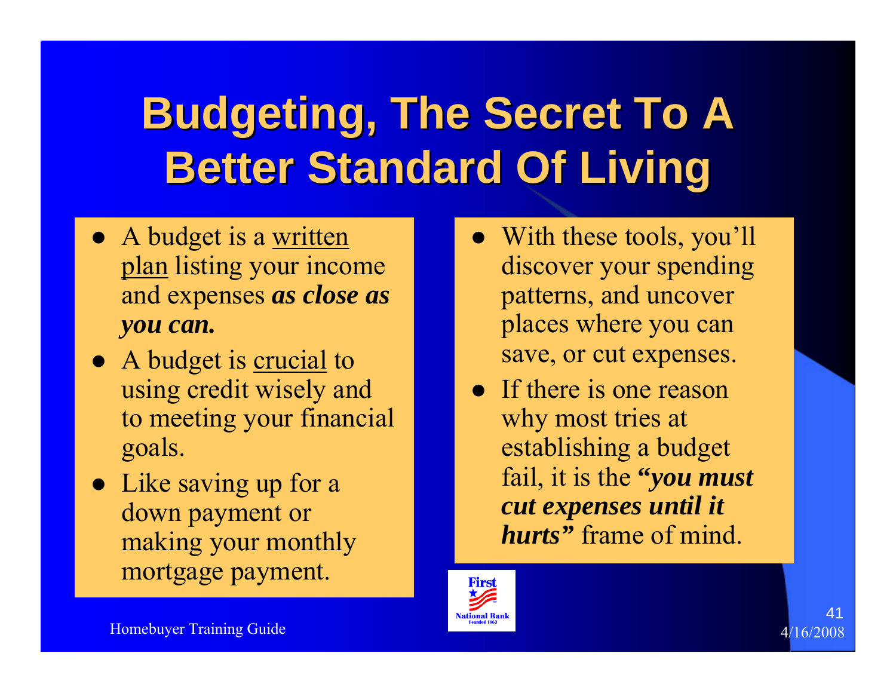# Budgeting, The Secret To A Better Standard Of Living

- A budget is a written plan listing your income and expenses ***as close as you can.***
- A budget is crucial to using credit wisely and to meeting your financial goals.
- Like saving up for a down payment or making your monthly mortgage payment.

- With these tools, you'll discover your spending patterns, and uncover places where you can save, or cut expenses.
- If there is one reason why most tries at establishing a budget fail, it is the ***"you must cut expenses until it hurts"*** frame of mind.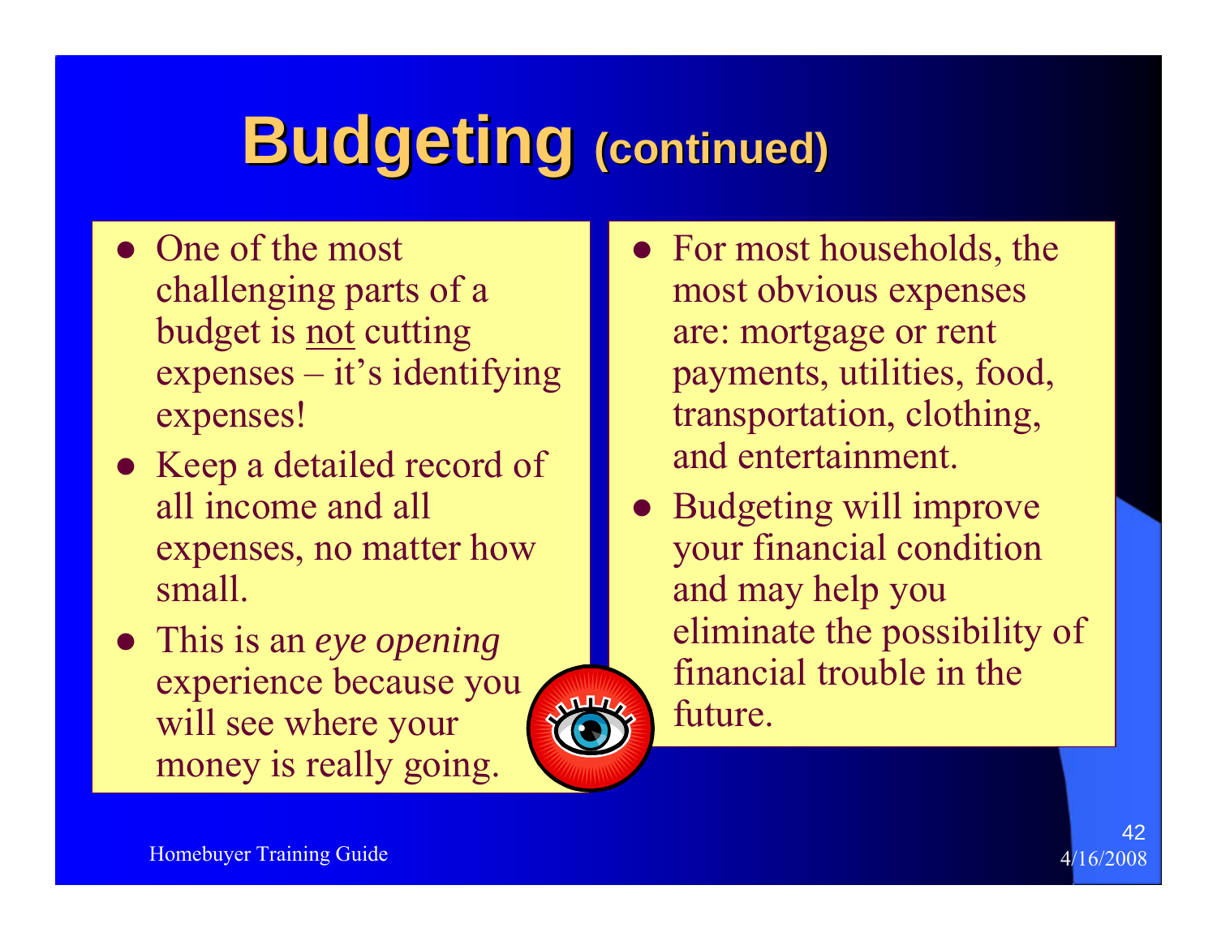# Budgeting (continued)

- One of the most challenging parts of a budget is <u>not</u> cutting expenses – it's identifying expenses!
- Keep a detailed record of all income and all expenses, no matter how small.
- This is an *eye opening* experience because you will see where your money is really going.
- For most households, the most obvious expenses are: mortgage or rent payments, utilities, food, transportation, clothing, and entertainment.
- Budgeting will improve your financial condition and may help you eliminate the possibility of financial trouble in the future.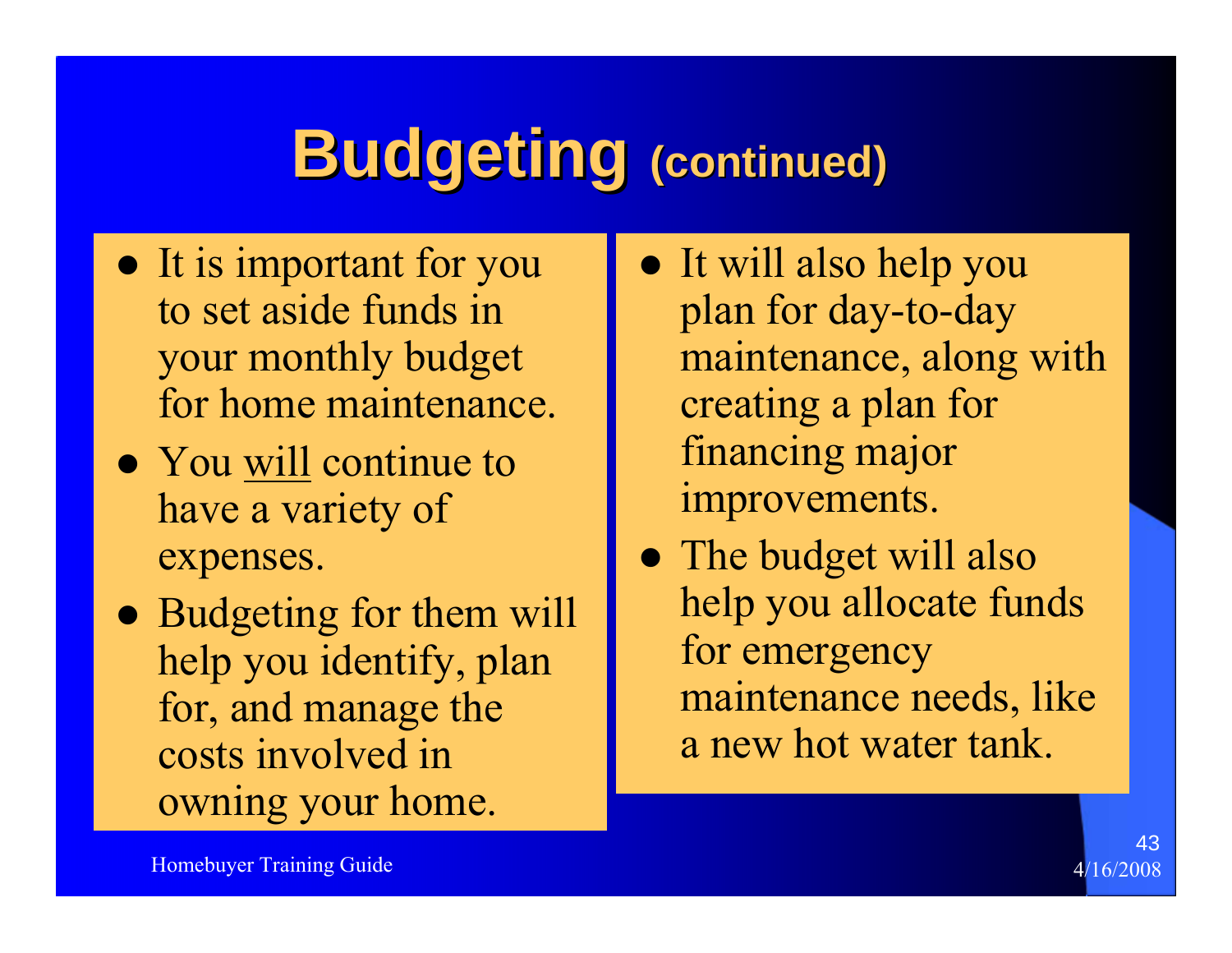# Budgeting (continued)

- It is important for you to set aside funds in your monthly budget for home maintenance.
- You <u>will</u> continue to have a variety of expenses.
- Budgeting for them will help you identify, plan for, and manage the costs involved in owning your home.
- It will also help you plan for day-to-day maintenance, along with creating a plan for financing major improvements.
- The budget will also help you allocate funds for emergency maintenance needs, like a new hot water tank.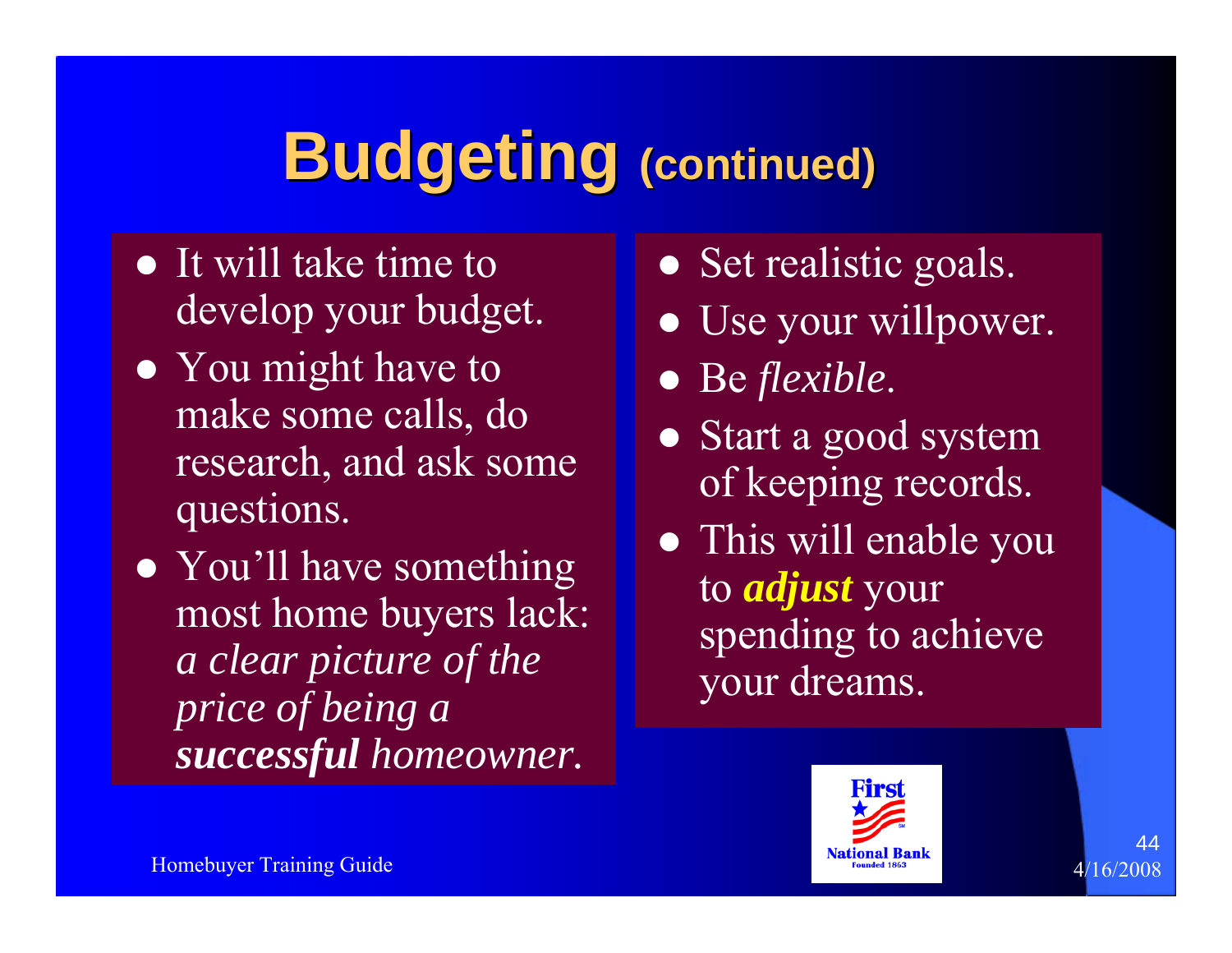# Budgeting (continued)

- It will take time to develop your budget.
- You might have to make some calls, do research, and ask some questions.
- You'll have something most home buyers lack: *a clear picture of the price of being a* ***successful*** *homeowner.*

- Set realistic goals.
- Use your willpower.
- Be *flexible*.
- Start a good system of keeping records.
- This will enable you to ***adjust*** your spending to achieve your dreams.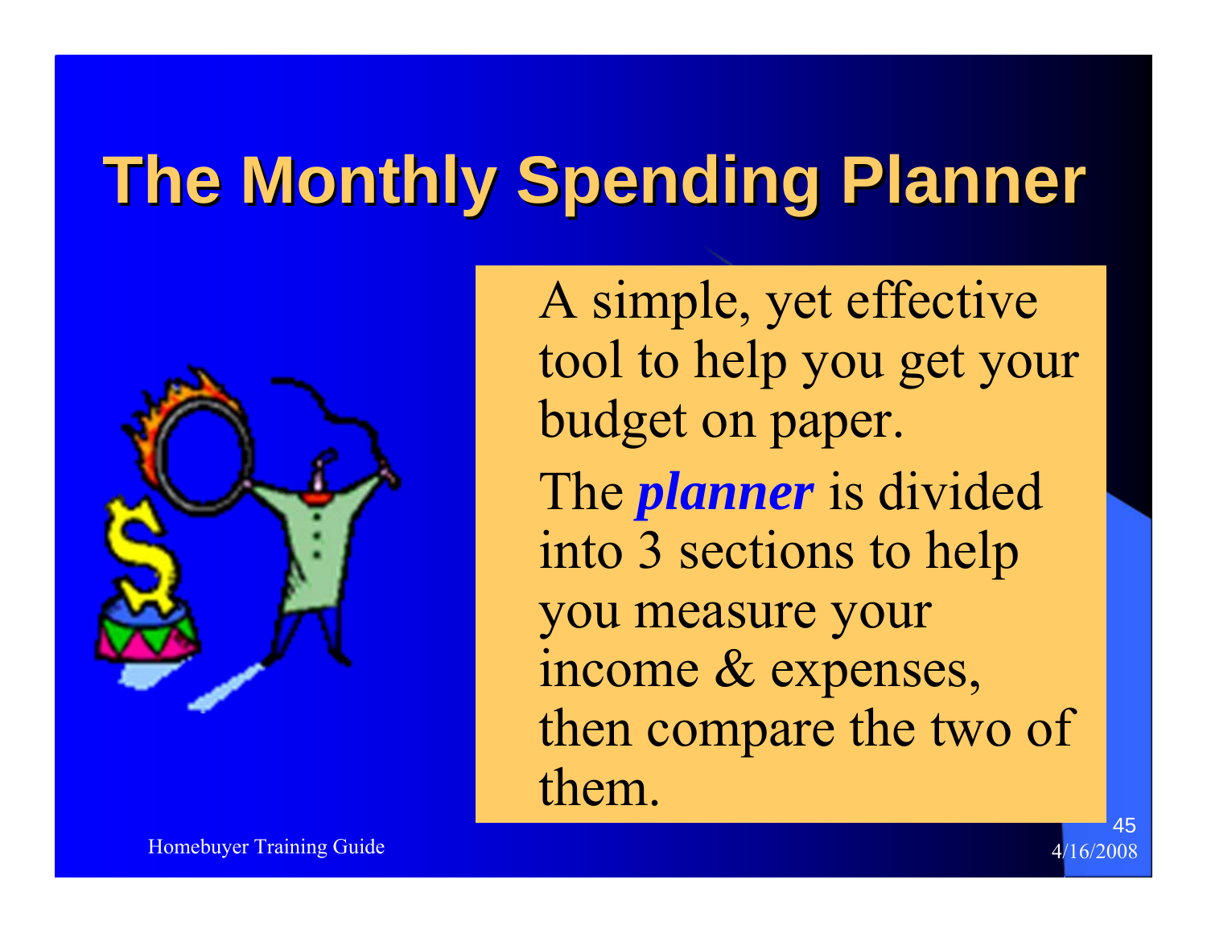# The Monthly Spending Planner

A simple, yet effective tool to help you get your budget on paper.

The ***planner*** is divided into 3 sections to help you measure your income & expenses, then compare the two of them.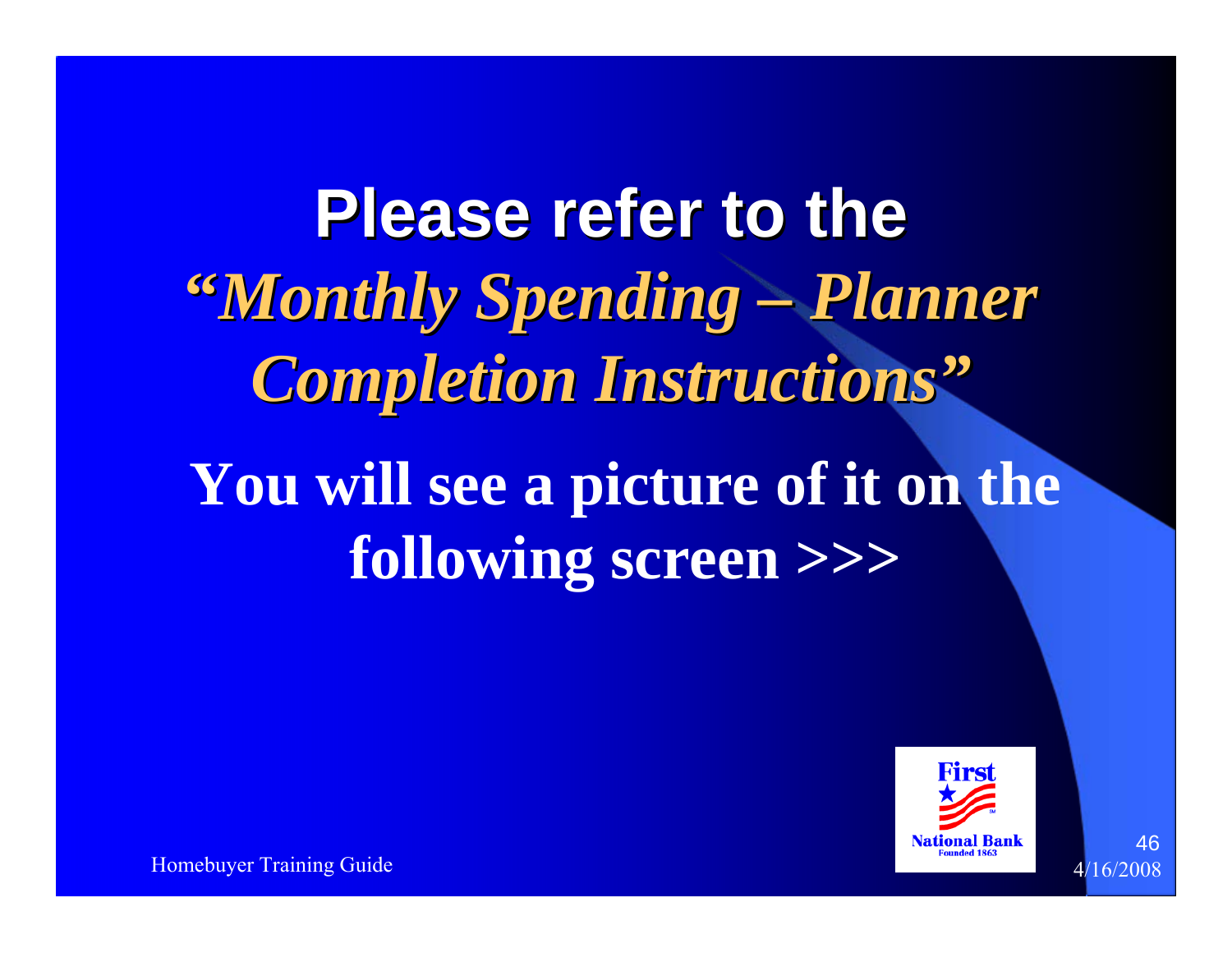# Please refer to the *"Monthly Spending – Planner Completion Instructions"*

**You will see a picture of it on the following screen >>>**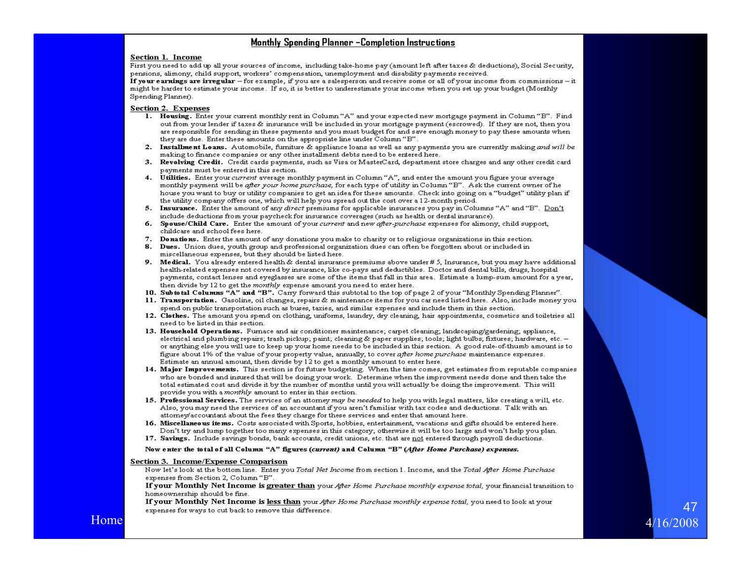# Monthly Spending Planner – Completion Instructions

**Section 1. Income**

First you need to add up all your sources of income, including take-home pay (amount left after taxes & deductions), Social Security, pensions, alimony, child support, workers' compensation, unemployment and disability payments received.

**If your earnings are irregular** – for example, if you are a salesperson and receive some or all of your income from commissions – it might be harder to estimate your income. If so, it is better to underestimate your income when you set up your budget (Monthly Spending Planner).

**Section 2. Expenses**

1. **Housing.** Enter your current monthly rent in Column "A" and your expected new mortgage payment in Column "B". Find out from your lender if taxes & insurance will be included in your mortgage payment (escrowed). If they are not, then you are responsible for sending in these payments and you must budget for and save enough money to pay these amounts when they are due. Enter these amounts on the appropriate line under Column "B".
2. **Installment Loans.** Automobile, furniture & appliance loans as well as any payments you are currently making *and will be* making to finance companies or any other installment debts need to be entered here.
3. **Revolving Credit.** Credit cards payments, such as Visa or MasterCard, department store charges and any other credit card payments must be entered in this section.
4. **Utilities.** Enter your *current* average monthly payment in Column "A", and enter the amount you figure your average monthly payment will be *after your home purchase,* for each type of utility in Column "B". Ask the current owner of he house you want to buy or utility companies to get an idea for these amounts. Check into going on a "budget" utility plan if the utility company offers one, which will help you spread out the cost over a 12-month period.
5. **Insurance.** Enter the amount of any *direct* premiums for applicable insurances you pay in Columns "A" and "B". Don't include deductions from your paycheck for insurance coverages (such as health or dental insurance).
6. **Spouse/Child Care.** Enter the amount of your *current* and new *after-purchase* expenses for alimony, child support, childcare and school fees here.
7. **Donations.** Enter the amount of any donations you make to charity or to religious organizations in this section.
8. **Dues.** Union dues, youth group and professional organization dues can often be forgotten about or included in miscellaneous expenses, but they should be listed here.
9. **Medical.** You already entered health & dental insurance premiums above under # 5, Insurance, but you may have additional health-related expenses not covered by insurance, like co-pays and deductibles. Doctor and dental bills, drugs, hospital payments, contact lenses and eyeglasses are some of the items that fall in this area. Estimate a lump-sum amount for a year, then divide by 12 to get the *monthly* expense amount you need to enter here.
10. **Subtotal Columns "A" and "B".** Carry forward this subtotal to the top of page 2 of your "Monthly Spending Planner".
11. **Transportation.** Gasoline, oil changes, repairs & maintenance items for you car need listed here. Also, include money you spend on public transportation such as buses, taxies, and similar expenses and include them in this section.
12. **Clothes.** The amount you spend on clothing, uniforms, laundry, dry cleaning, hair appointments, cosmetics and toiletries all need to be listed in this section.
13. **Household Operations.** Furnace and air conditioner maintenance; carpet cleaning; landscaping/gardening; appliance, electrical and plumbing repairs; trash pickup; paint; cleaning & paper supplies; tools; light bulbs; fixtures; hardware, etc. – or anything else you will use to keep up your home needs to be included in this section. A good rule-of-thumb amount is to figure about 1% of the value of your property value, annually, to cover *after home purchase* maintenance expenses. Estimate an annual amount, then divide by 12 to get a monthly amount to enter here.
14. **Major Improvements.** This section is for future budgeting. When the time comes, get estimates from reputable companies who are bonded and insured that will be doing your work. Determine when the improvment needs done and then take the total estimated cost and divide it by the number of months until you will actually be doing the improvement. This will provide you with a *monthly* amount to enter in this section.
15. **Professional Services.** The services of an attorney *may be needed* to help you with legal matters, like creating a will, etc. Also, you may need the services of an accountant if you aren't familiar with tax codes and deductions. Talk with an attorney/accountant about the fees they charge for these services and enter that amount here.
16. **Miscellaneous items.** Costs associated with Sports, hobbies, entertainment, vacations and gifts should be entered here. Don't try and lump together too many expenses in this category; otherwise it will be too large and won't help you plan.
17. **Savings.** Include savings bonds, bank accounts, credit unions, etc. that are not entered through payroll deductions.

**Now enter the total of all Column "A" figures *(current)* and Column "B" *(After Home Purchase)* expenses.**

**Section 3. Income/Expense Comparison**

Now let's look at the bottom line. Enter you *Total Net Income* from section 1. Income, and the *Total After Home Purchase* expenses from Section 2, Column "B".

**If your Monthly Net Income is greater than** your *After Home Purchase monthly expense total,* your financial transition to homeownership should be fine.

**If your Monthly Net Income is less than** your *After Home Purchase monthly expense total,* you need to look at your expenses for ways to cut back to remove this difference.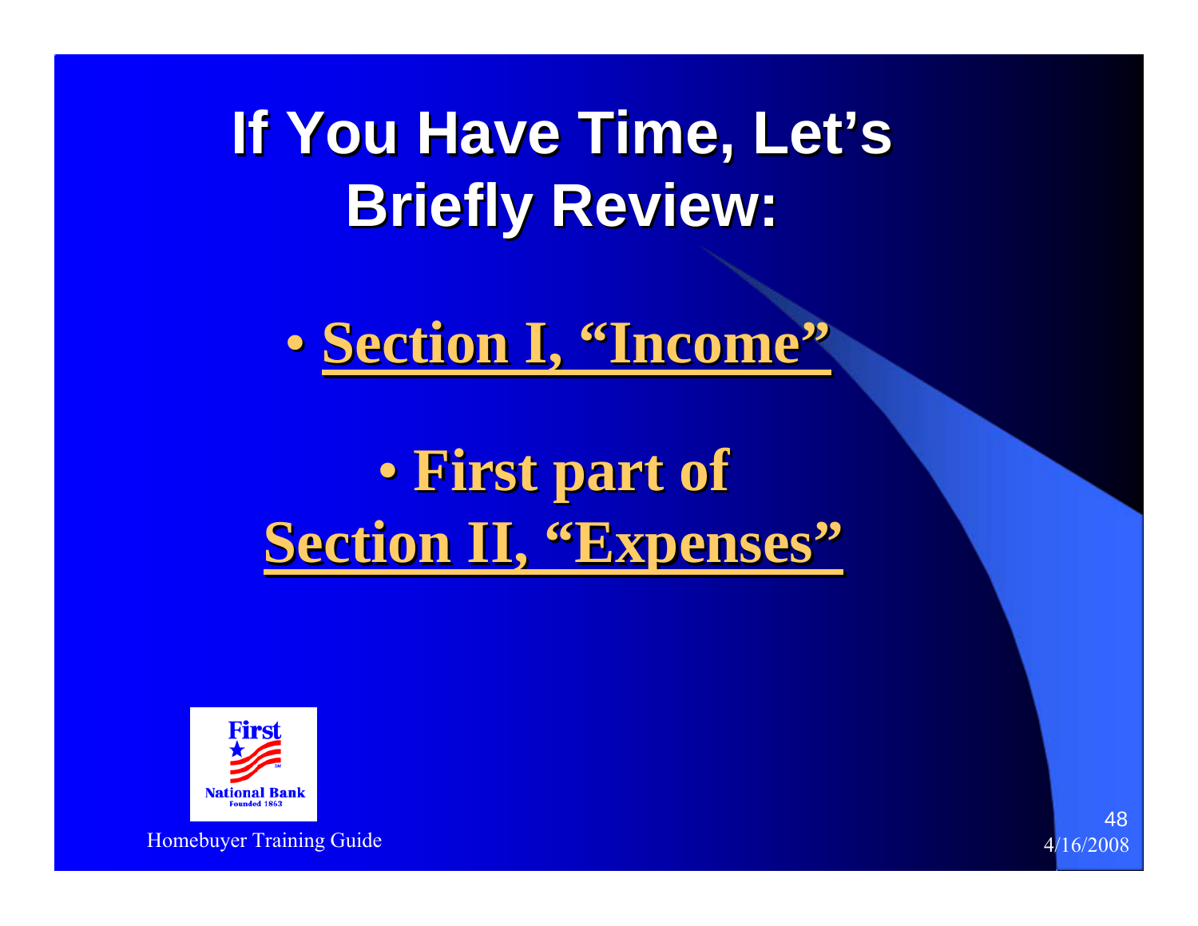# If You Have Time, Let's Briefly Review:

- **Section I, "Income"**

- **First part of Section II, "Expenses"**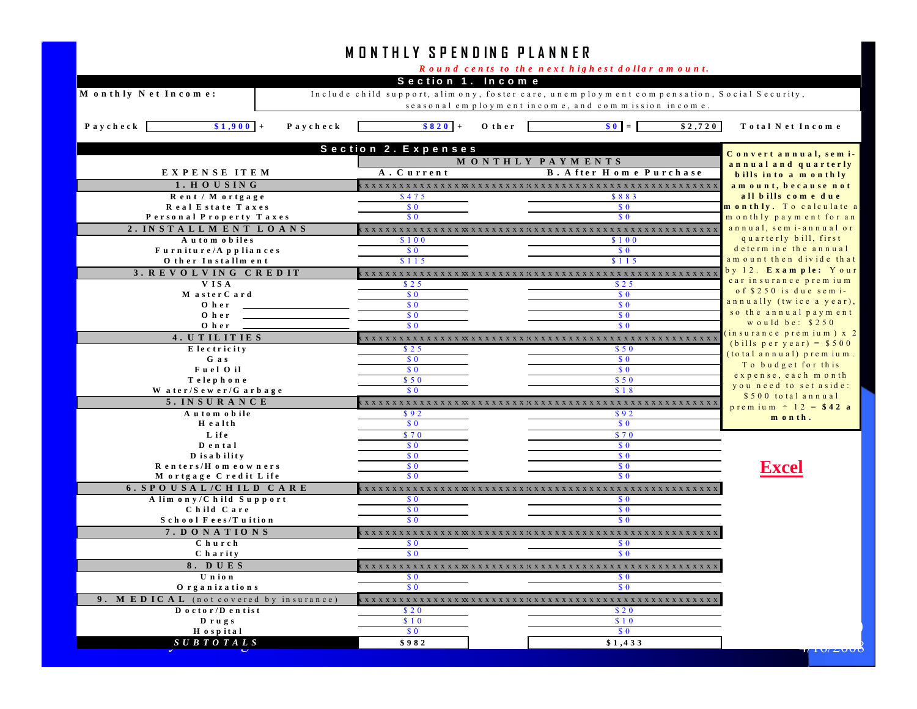# MONTHLY SPENDING PLANNER

*Round cents to the next highest dollar amount.*

## Section 1. Income

**Monthly Net Income:** Include child support, alimony, foster care, unemployment compensation, Social Security, seasonal employment income, and commission income.

| Paycheck | | Paycheck | | Other | | | Total Net Income |
|---|---|---|---|---|---|---|---|
| | $1,900 + | | $820 + | | $0 = | $2,720 | |

## Section 2. Expenses

| EXPENSE ITEM | MONTHLY PAYMENTS | |
|---|---|---|
| | A. Current | B. After Home Purchase |
| **1. HOUSING** | | |
| Rent / Mortgage | $475 | $883 |
| Real Estate Taxes | $0 | $0 |
| Personal Property Taxes | $0 | $0 |
| **2. INSTALLMENT LOANS** | | |
| Automobiles | $100 | $100 |
| Furniture/Appliances | $0 | $0 |
| Other Installment | $115 | $115 |
| **3. REVOLVING CREDIT** | | |
| VISA | $25 | $25 |
| MasterCard | $0 | $0 |
| Oher ________ | $0 | $0 |
| Oher ________ | $0 | $0 |
| Oher ________ | $0 | $0 |
| **4. UTILITIES** | | |
| Electricity | $25 | $50 |
| Gas | $0 | $0 |
| Fuel Oil | $0 | $0 |
| Telephone | $50 | $50 |
| Water/Sewer/Garbage | $0 | $18 |
| **5. INSURANCE** | | |
| Automobile | $92 | $92 |
| Health | $0 | $0 |
| Life | $70 | $70 |
| Dental | $0 | $0 |
| Disability | $0 | $0 |
| Renters/Homeowners | $0 | $0 |
| Mortgage Credit Life | $0 | $0 |
| **6. SPOUSAL/CHILD CARE** | | |
| Alimony/Child Support | $0 | $0 |
| Child Care | $0 | $0 |
| School Fees/Tuition | $0 | $0 |
| **7. DONATIONS** | | |
| Church | $0 | $0 |
| Charity | $0 | $0 |
| **8. DUES** | | |
| Union | $0 | $0 |
| Organizations | $0 | $0 |
| **9. MEDICAL** (not covered by insurance) | | |
| Doctor/Dentist | $20 | $20 |
| Drugs | $10 | $10 |
| Hospital | $0 | $0 |
| ***SUBTOTALS*** | **$982** | **$1,433** |

**Convert annual, semi-annual and quarterly bills into a monthly amount, because not all bills come due monthly.** To calculate a monthly payment for an annual, semi-annual or quarterly bill, first determine the annual amount then divide that by 12. **Example:** Your car insurance premium of $250 is due semi-annually (twice a year), so the annual payment would be: $250 (insurance premium) x 2 (bills per year) = $500 (total annual) premium. To budget for this expense, each month you need to set aside: $500 total annual premium ÷ 12 = **$42 a month.**

**Excel**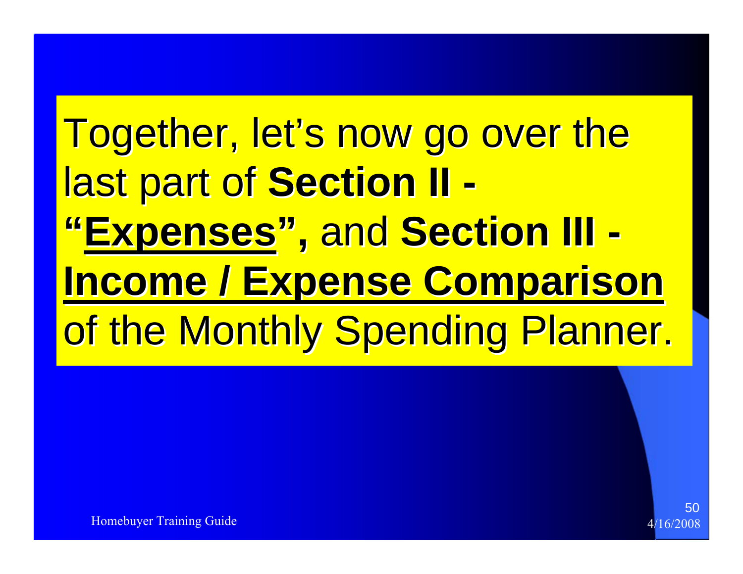Together, let's now go over the last part of **Section II - "Expenses",** and **Section III - Income / Expense Comparison** of the Monthly Spending Planner.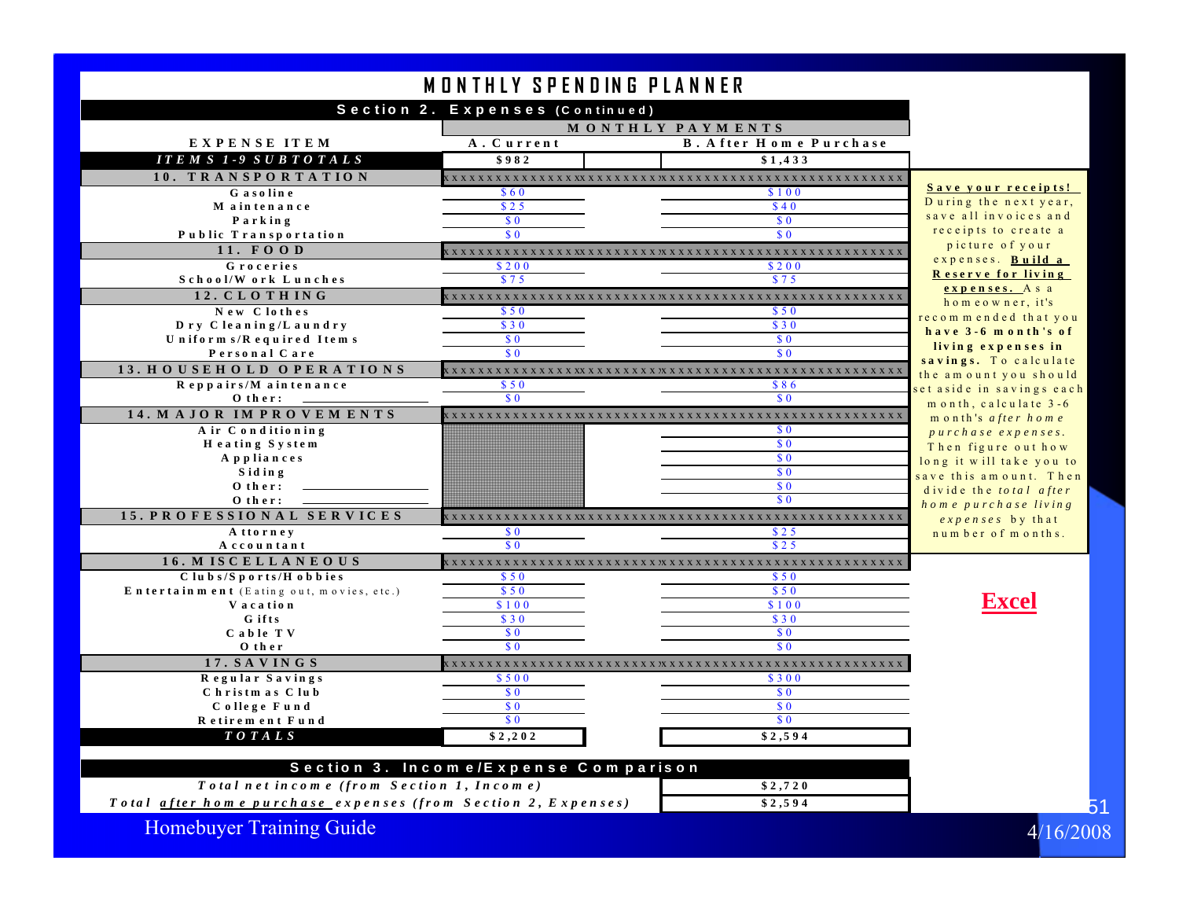# MONTHLY SPENDING PLANNER

## Section 2. Expenses (Continued)

| EXPENSE ITEM | A. Current | B. After Home Purchase |
|---|---|---|
| *ITEMS 1-9 SUBTOTALS* | $982 | $1,433 |
| **10. TRANSPORTATION** | | |
| Gasoline | $60 | $100 |
| Maintenance | $25 | $40 |
| Parking | $0 | $0 |
| Public Transportation | $0 | $0 |
| **11. FOOD** | | |
| Groceries | $200 | $200 |
| School/Work Lunches | $75 | $75 |
| **12. CLOTHING** | | |
| New Clothes | $50 | $50 |
| Dry Cleaning/Laundry | $30 | $30 |
| Uniforms/Required Items | $0 | $0 |
| Personal Care | $0 | $0 |
| **13. HOUSEHOLD OPERATIONS** | | |
| Reppairs/Maintenance | $50 | $86 |
| Other: | $0 | $0 |
| **14. MAJOR IMPROVEMENTS** | | |
| Air Conditioning | | $0 |
| Heating System | | $0 |
| Appliances | | $0 |
| Siding | | $0 |
| Other: | | $0 |
| Other: | | $0 |
| **15. PROFESSIONAL SERVICES** | | |
| Attorney | $0 | $25 |
| Accountant | $0 | $25 |
| **16. MISCELLANEOUS** | | |
| Clubs/Sports/Hobbies | $50 | $50 |
| Entertainment (Eating out, movies, etc.) | $50 | $50 |
| Vacation | $100 | $100 |
| Gifts | $30 | $30 |
| Cable TV | $0 | $0 |
| Other | $0 | $0 |
| **17. SAVINGS** | | |
| Regular Savings | $500 | $300 |
| Christmas Club | $0 | $0 |
| College Fund | $0 | $0 |
| Retirement Fund | $0 | $0 |
| *TOTALS* | $2,202 | $2,594 |

**Save your receipts!** During the next year, save all invoices and receipts to create a picture of your expenses. **Build a Reserve for living expenses.** As a homeowner, it's recommended that you **have 3-6 month's of living expenses in savings.** To calculate the amount you should set aside in savings each month, calculate 3-6 month's *after home purchase expenses.* Then figure out how long it will take you to save this amount. Then divide the *total after home purchase living expenses* by that number of months.

**Excel**

## Section 3. Income/Expense Comparison

| | |
|---|---|
| *Total net income (from Section 1, Income)* | $2,720 |
| *Total after home purchase expenses (from Section 2, Expenses)* | $2,594 |

Homebuyer Training Guide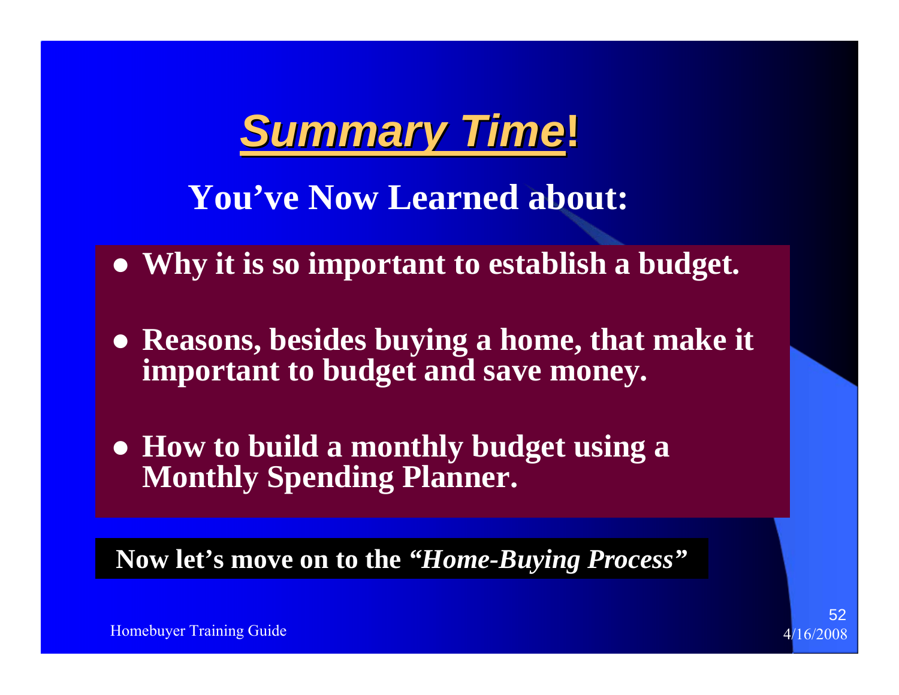# Summary Time!

## You've Now Learned about:

- **Why it is so important to establish a budget.**
- **Reasons, besides buying a home, that make it important to budget and save money.**
- **How to build a monthly budget using a Monthly Spending Planner.**

**Now let's move on to the *"Home-Buying Process"***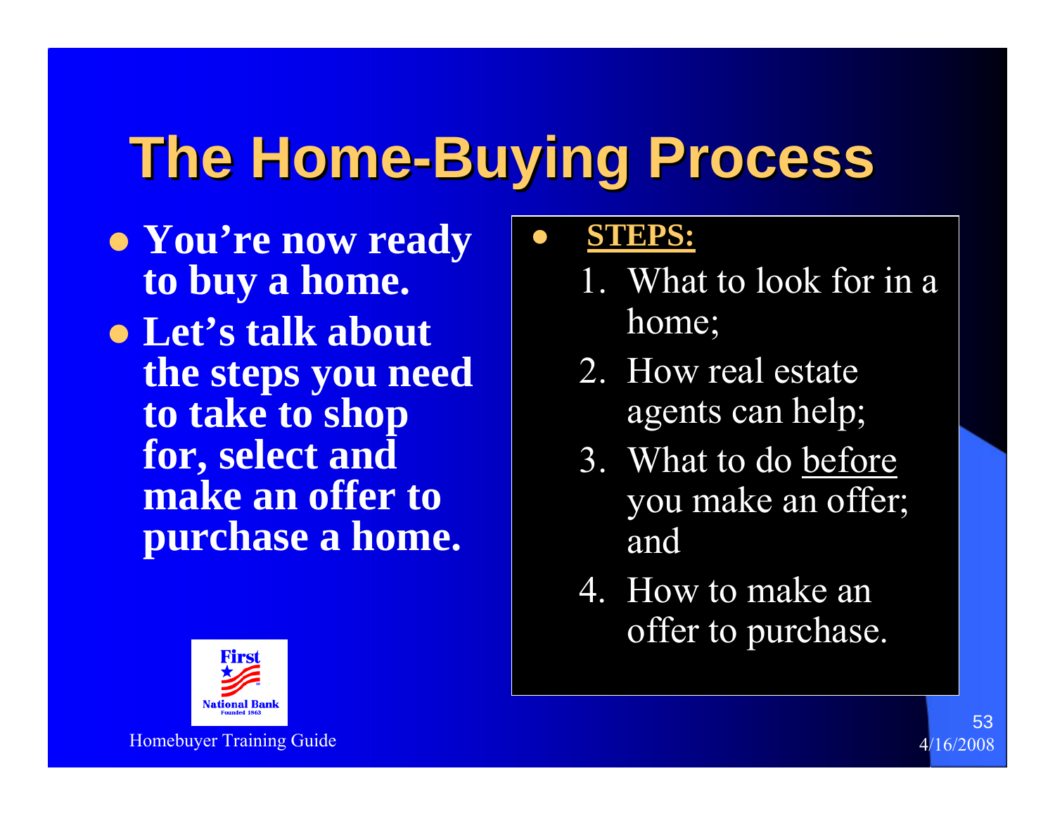# The Home-Buying Process

- **You're now ready to buy a home.**
- **Let's talk about the steps you need to take to shop for, select and make an offer to purchase a home.**

- **STEPS:**
  1. What to look for in a home;
  2. How real estate agents can help;
  3. What to do before you make an offer; and
  4. How to make an offer to purchase.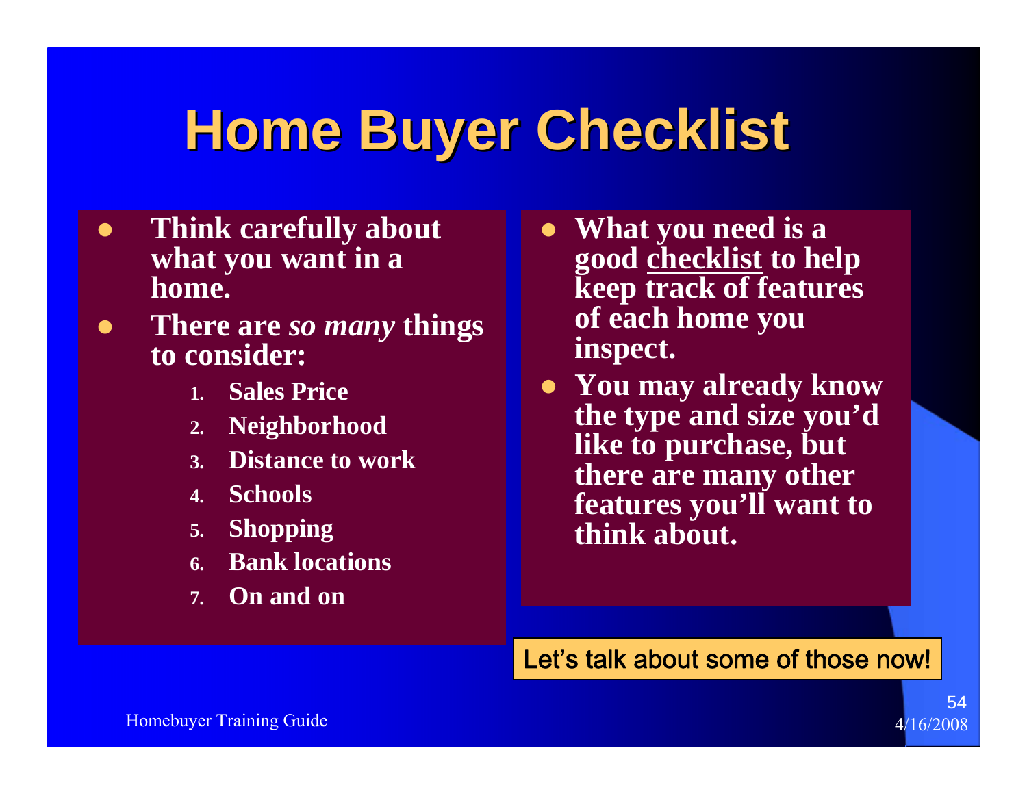# Home Buyer Checklist

- **Think carefully about what you want in a home.**
- **There are *so many* things to consider:**
  1. **Sales Price**
  2. **Neighborhood**
  3. **Distance to work**
  4. **Schools**
  5. **Shopping**
  6. **Bank locations**
  7. **On and on**

- **What you need is a good <u>checklist</u> to help keep track of features of each home you inspect.**
- **You may already know the type and size you'd like to purchase, but there are many other features you'll want to think about.**

Let's talk about some of those now!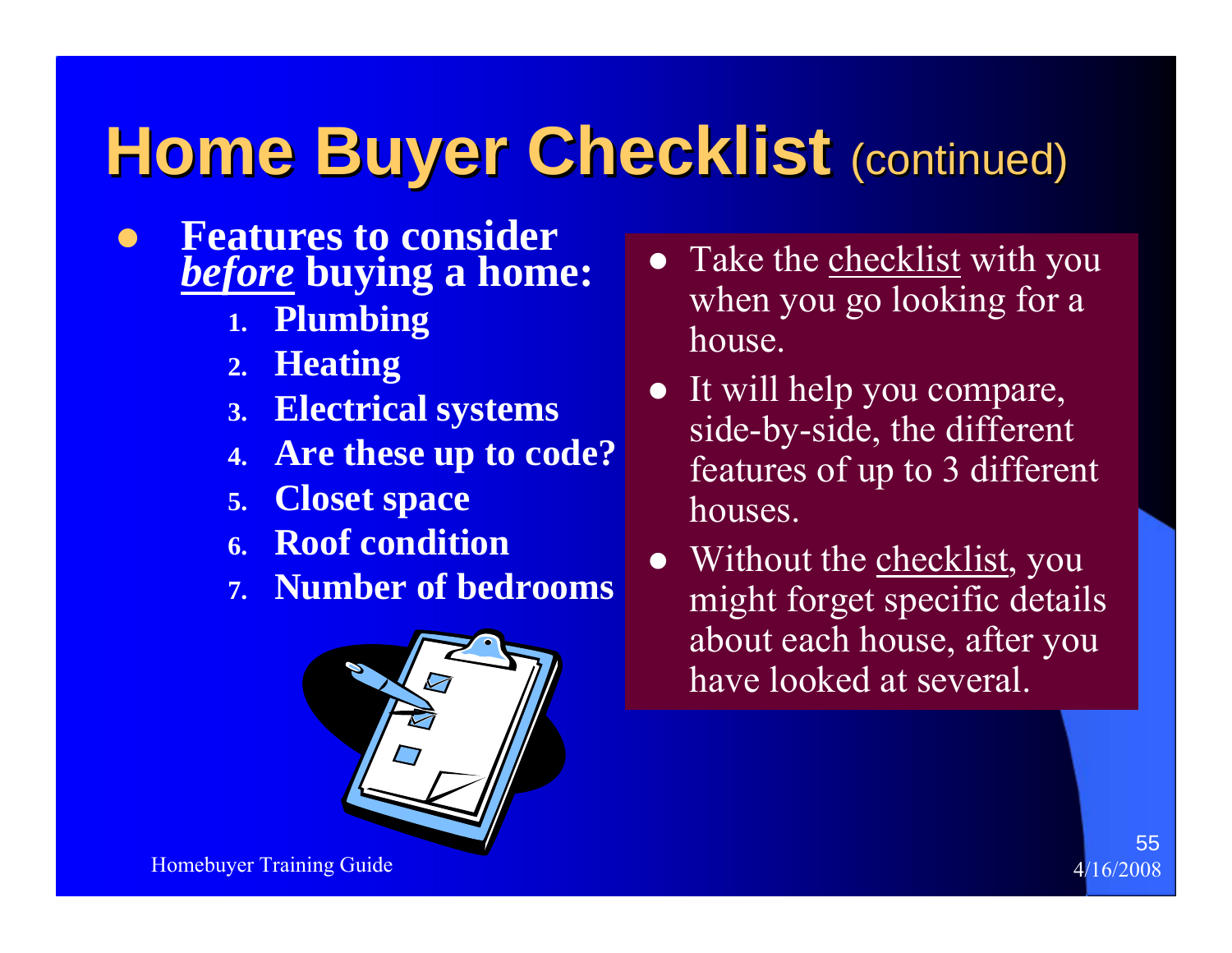# Home Buyer Checklist (continued)

- **Features to consider _before_ buying a home:**
  1. **Plumbing**
  2. **Heating**
  3. **Electrical systems**
  4. **Are these up to code?**
  5. **Closet space**
  6. **Roof condition**
  7. **Number of bedrooms**

- Take the checklist with you when you go looking for a house.
- It will help you compare, side-by-side, the different features of up to 3 different houses.
- Without the checklist, you might forget specific details about each house, after you have looked at several.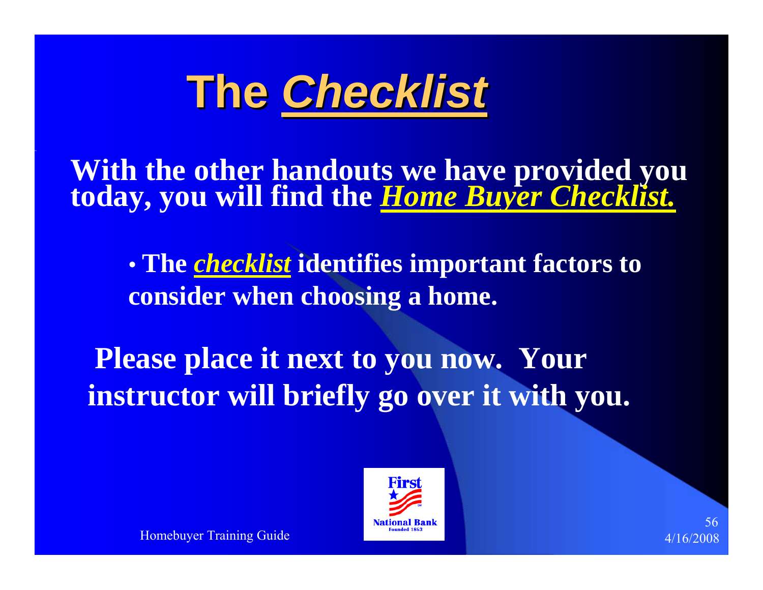# The *Checklist*

**With the other handouts we have provided you today, you will find the *Home Buyer Checklist.***

- **The *checklist* identifies important factors to consider when choosing a home.**

**Please place it next to you now. Your instructor will briefly go over it with you.**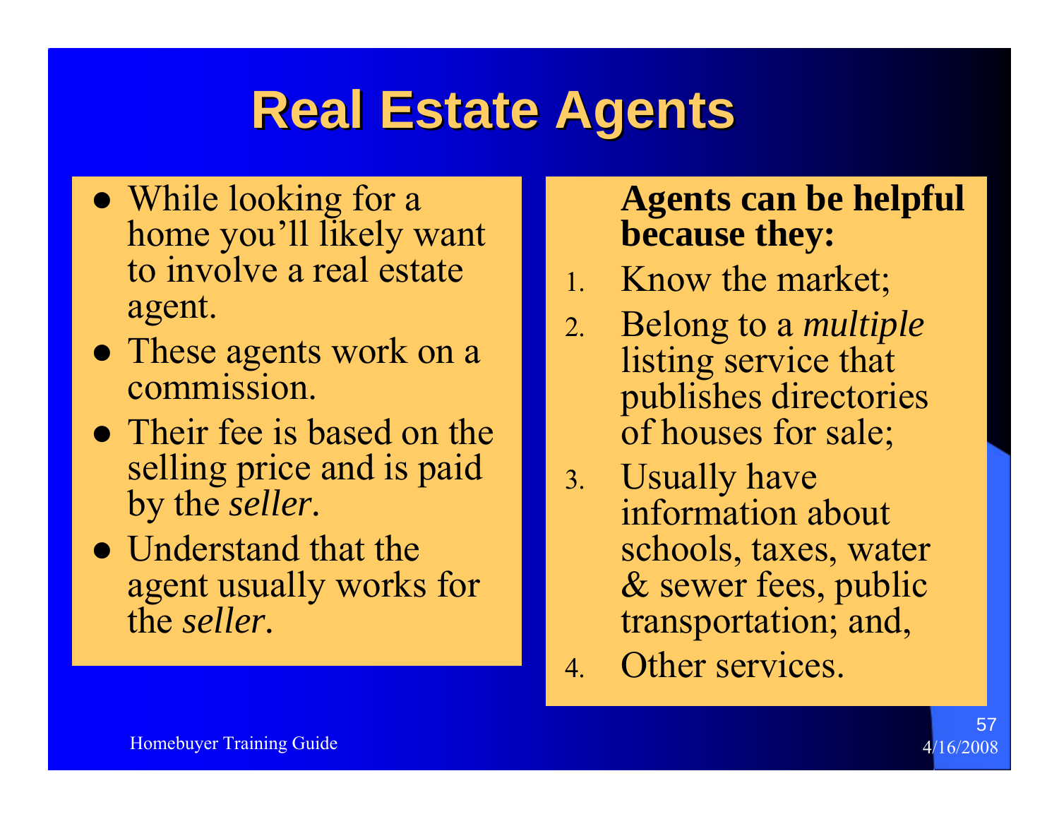# Real Estate Agents

- While looking for a home you'll likely want to involve a real estate agent.
- These agents work on a commission.
- Their fee is based on the selling price and is paid by the *seller*.
- Understand that the agent usually works for the *seller*.

**Agents can be helpful because they:**

1. Know the market;
2. Belong to a *multiple* listing service that publishes directories of houses for sale;
3. Usually have information about schools, taxes, water & sewer fees, public transportation; and,
4. Other services.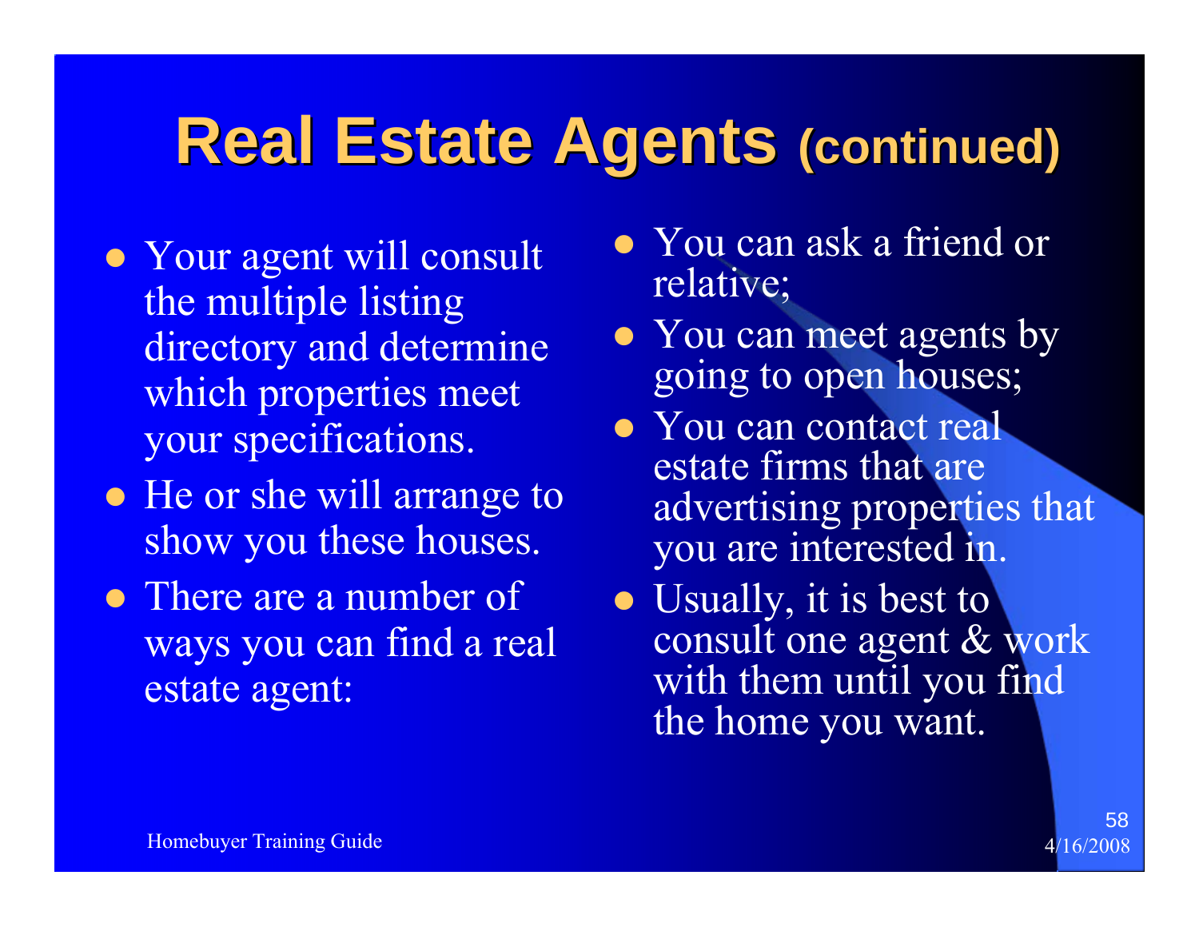# Real Estate Agents (continued)

- Your agent will consult the multiple listing directory and determine which properties meet your specifications.
- He or she will arrange to show you these houses.
- There are a number of ways you can find a real estate agent:
- You can ask a friend or relative;
- You can meet agents by going to open houses;
- You can contact real estate firms that are advertising properties that you are interested in.
- Usually, it is best to consult one agent & work with them until you find the home you want.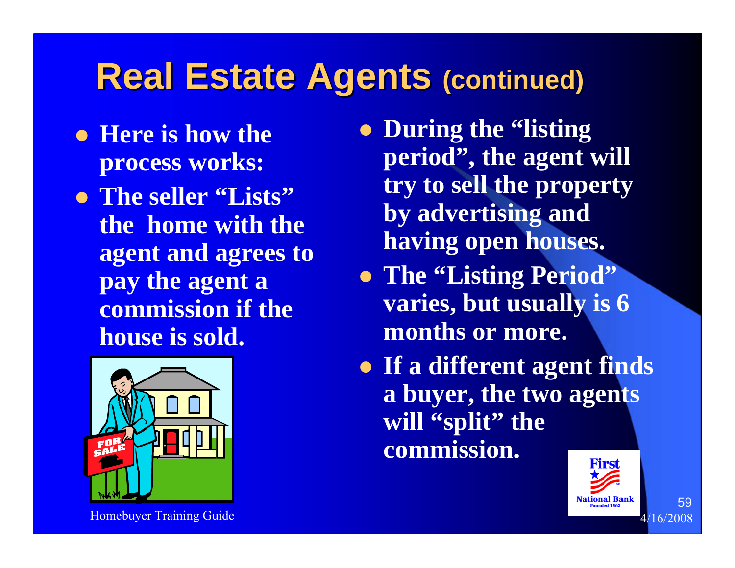# Real Estate Agents (continued)

- Here is how the process works:
- The seller "Lists" the home with the agent and agrees to pay the agent a commission if the house is sold.
- During the "listing period", the agent will try to sell the property by advertising and having open houses.
- The "Listing Period" varies, but usually is 6 months or more.
- If a different agent finds a buyer, the two agents will "split" the commission.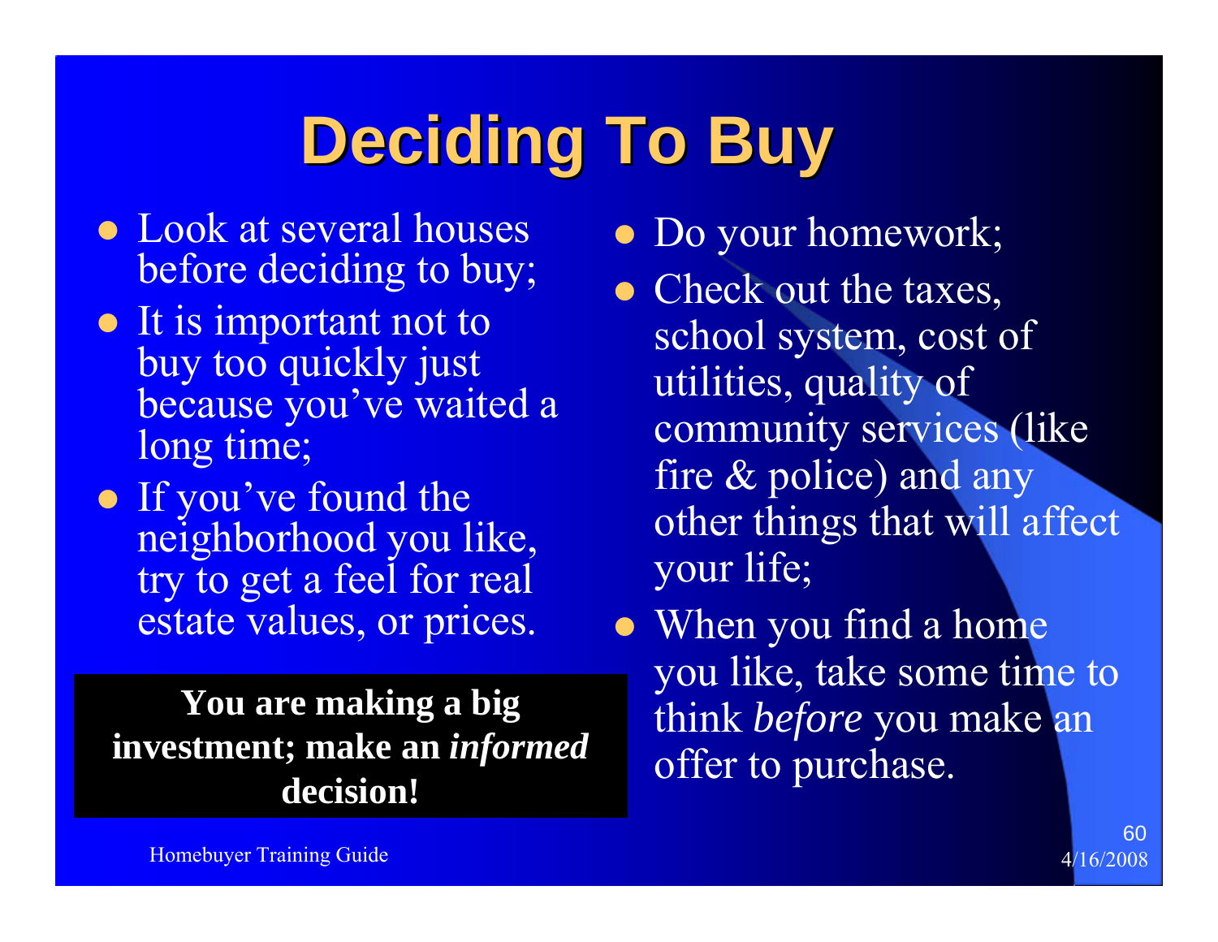# Deciding To Buy

- Look at several houses before deciding to buy;
- It is important not to buy too quickly just because you've waited a long time;
- If you've found the neighborhood you like, try to get a feel for real estate values, or prices.

**You are making a big investment; make an *informed* decision!**

- Do your homework;
- Check out the taxes, school system, cost of utilities, quality of community services (like fire & police) and any other things that will affect your life;
- When you find a home you like, take some time to think *before* you make an offer to purchase.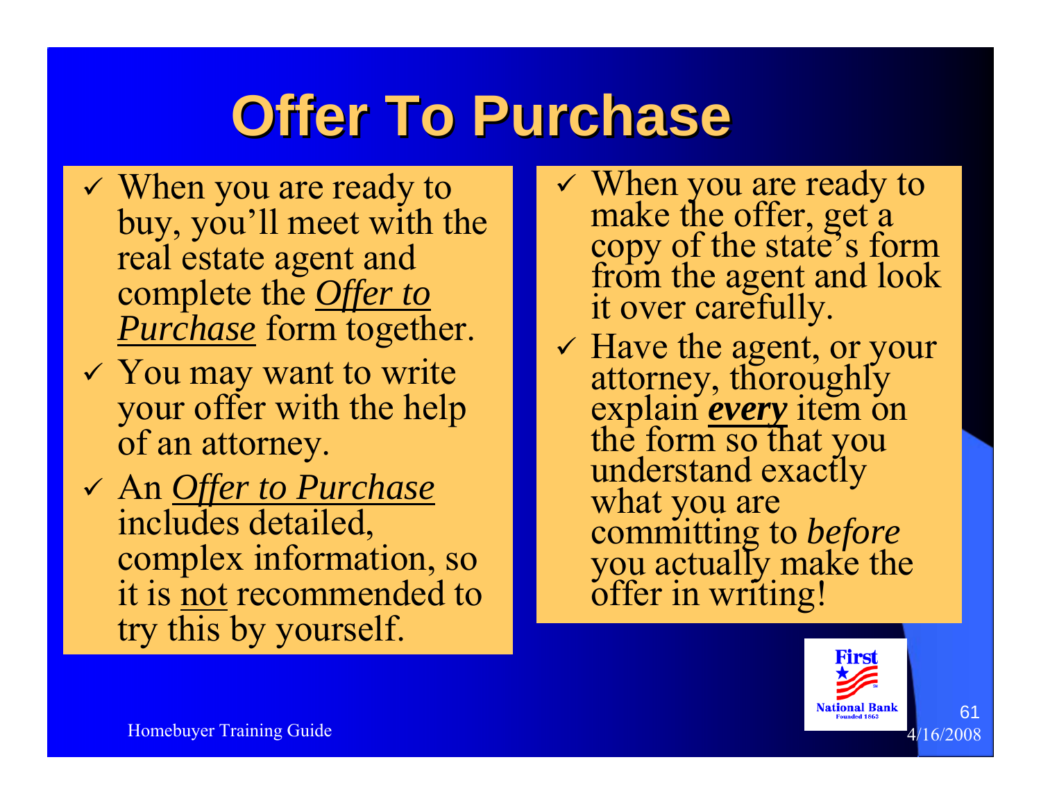# Offer To Purchase

- ✓ When you are ready to buy, you'll meet with the real estate agent and complete the *Offer to Purchase* form together.
- ✓ You may want to write your offer with the help of an attorney.
- ✓ An *Offer to Purchase* includes detailed, complex information, so it is not recommended to try this by yourself.
- ✓ When you are ready to make the offer, get a copy of the state's form from the agent and look it over carefully.
- ✓ Have the agent, or your attorney, thoroughly explain ***every*** item on the form so that you understand exactly what you are committing to *before* you actually make the offer in writing!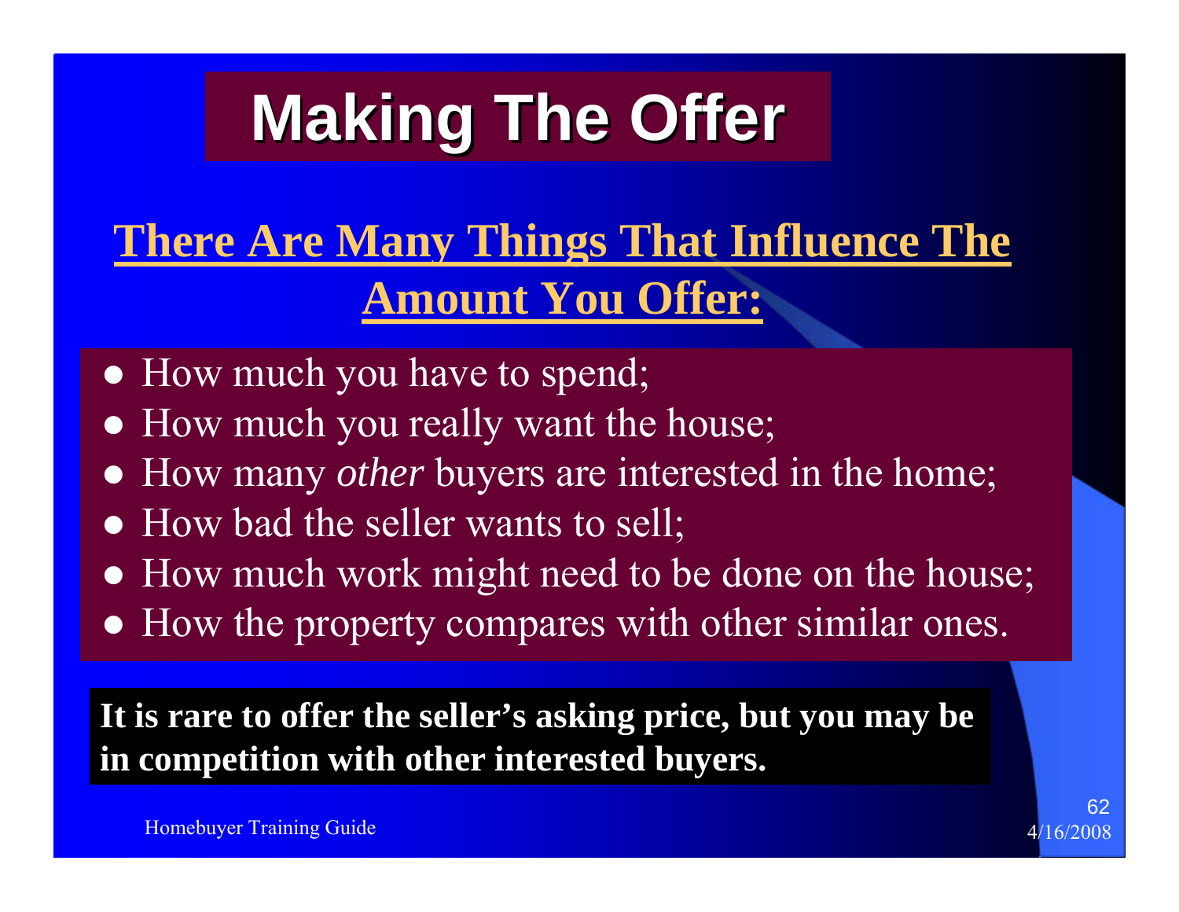# Making The Offer

## There Are Many Things That Influence The Amount You Offer:

- How much you have to spend;
- How much you really want the house;
- How many *other* buyers are interested in the home;
- How bad the seller wants to sell;
- How much work might need to be done on the house;
- How the property compares with other similar ones.

**It is rare to offer the seller's asking price, but you may be in competition with other interested buyers.**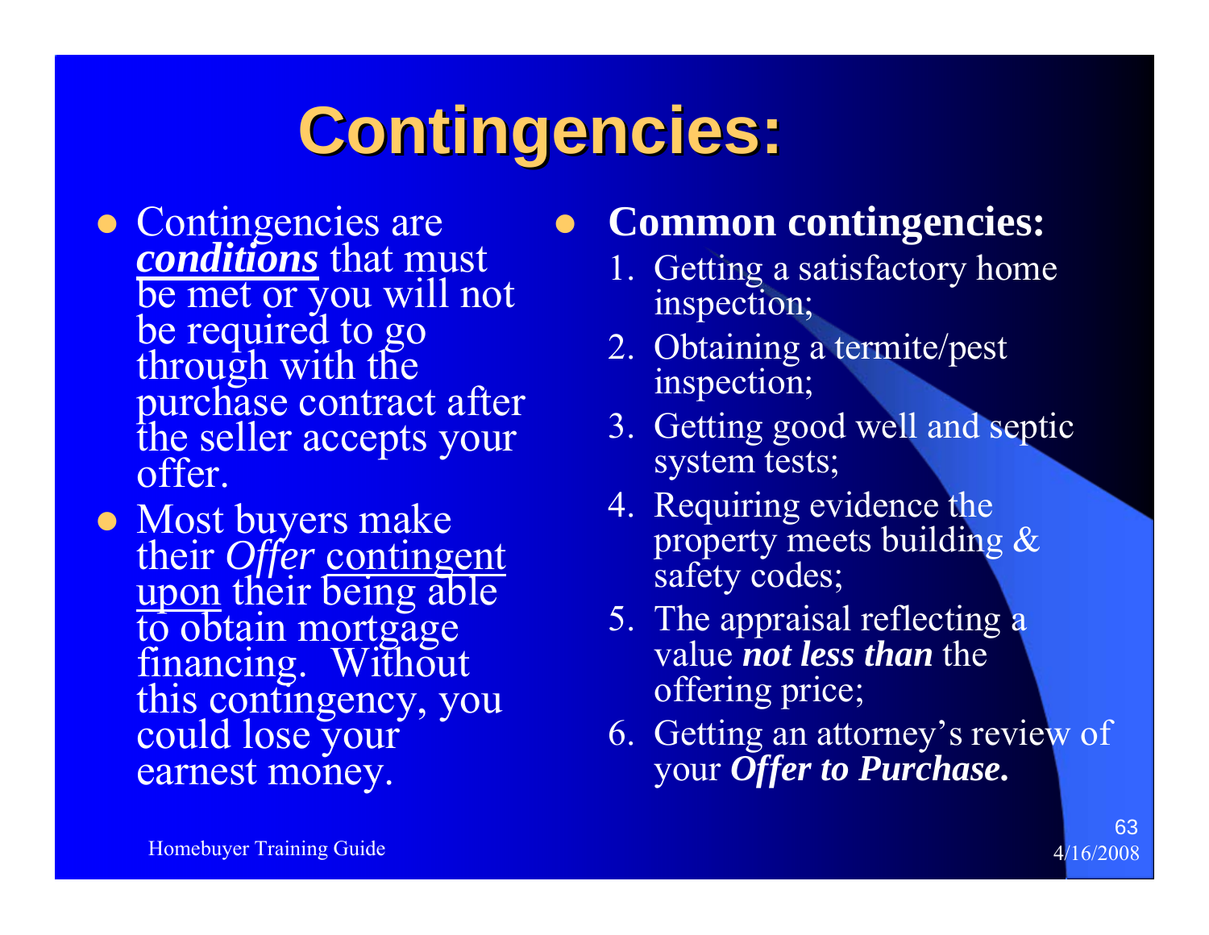# Contingencies:

- Contingencies are ***conditions*** that must be met or you will not be required to go through with the purchase contract after the seller accepts your offer.
- Most buyers make their *Offer* contingent upon their being able to obtain mortgage financing. Without this contingency, you could lose your earnest money.

- **Common contingencies:**
  1. Getting a satisfactory home inspection;
  2. Obtaining a termite/pest inspection;
  3. Getting good well and septic system tests;
  4. Requiring evidence the property meets building & safety codes;
  5. The appraisal reflecting a value ***not less than*** the offering price;
  6. Getting an attorney's review of your ***Offer to Purchase.***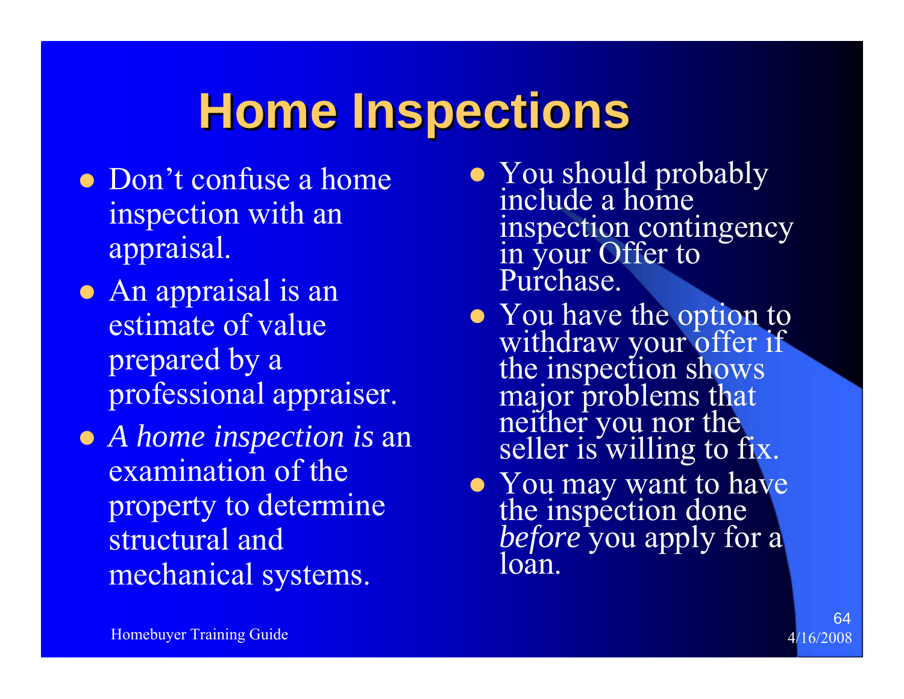# Home Inspections

- Don’t confuse a home inspection with an appraisal.
- An appraisal is an estimate of value prepared by a professional appraiser.
- *A home inspection is* an examination of the property to determine structural and mechanical systems.
- You should probably include a home inspection contingency in your Offer to Purchase.
- You have the option to withdraw your offer if the inspection shows major problems that neither you nor the seller is willing to fix.
- You may want to have the inspection done *before* you apply for a loan.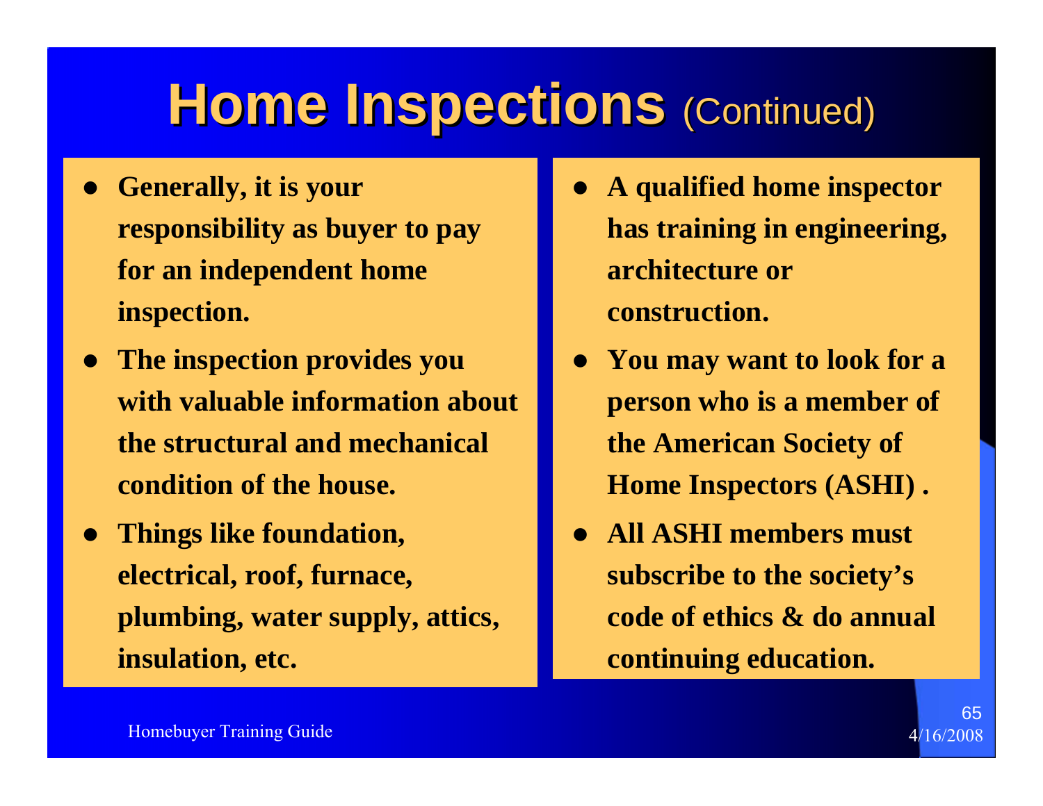# Home Inspections (Continued)

- **Generally, it is your responsibility as buyer to pay for an independent home inspection.**
- **The inspection provides you with valuable information about the structural and mechanical condition of the house.**
- **Things like foundation, electrical, roof, furnace, plumbing, water supply, attics, insulation, etc.**
- **A qualified home inspector has training in engineering, architecture or construction.**
- **You may want to look for a person who is a member of the American Society of Home Inspectors (ASHI) .**
- **All ASHI members must subscribe to the society's code of ethics & do annual continuing education.**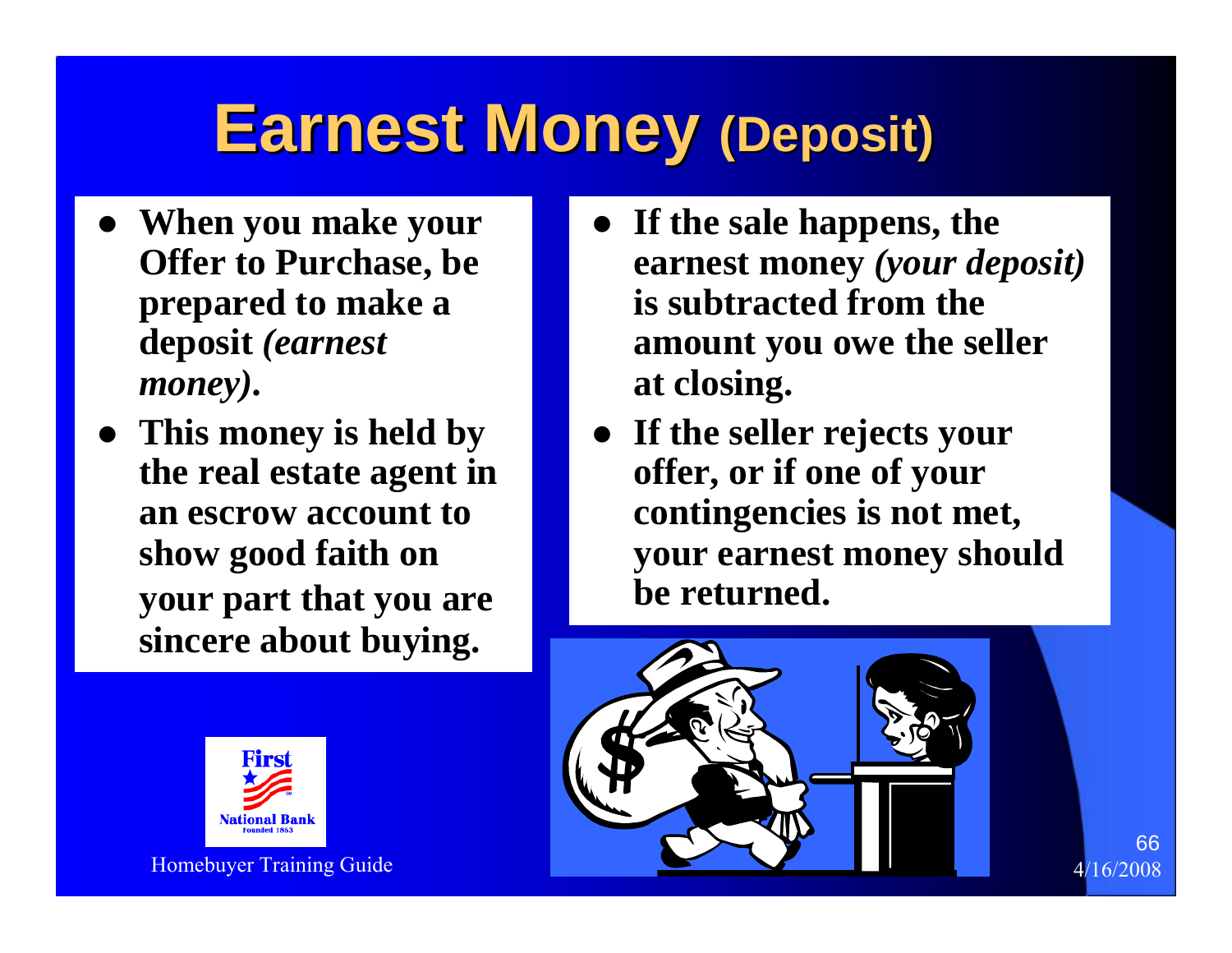# Earnest Money (Deposit)

- **When you make your Offer to Purchase, be prepared to make a deposit *(earnest money)*.**
- **This money is held by the real estate agent in an escrow account to show good faith on your part that you are sincere about buying.**
- **If the sale happens, the earnest money *(your deposit)* is subtracted from the amount you owe the seller at closing.**
- **If the seller rejects your offer, or if one of your contingencies is not met, your earnest money should be returned.**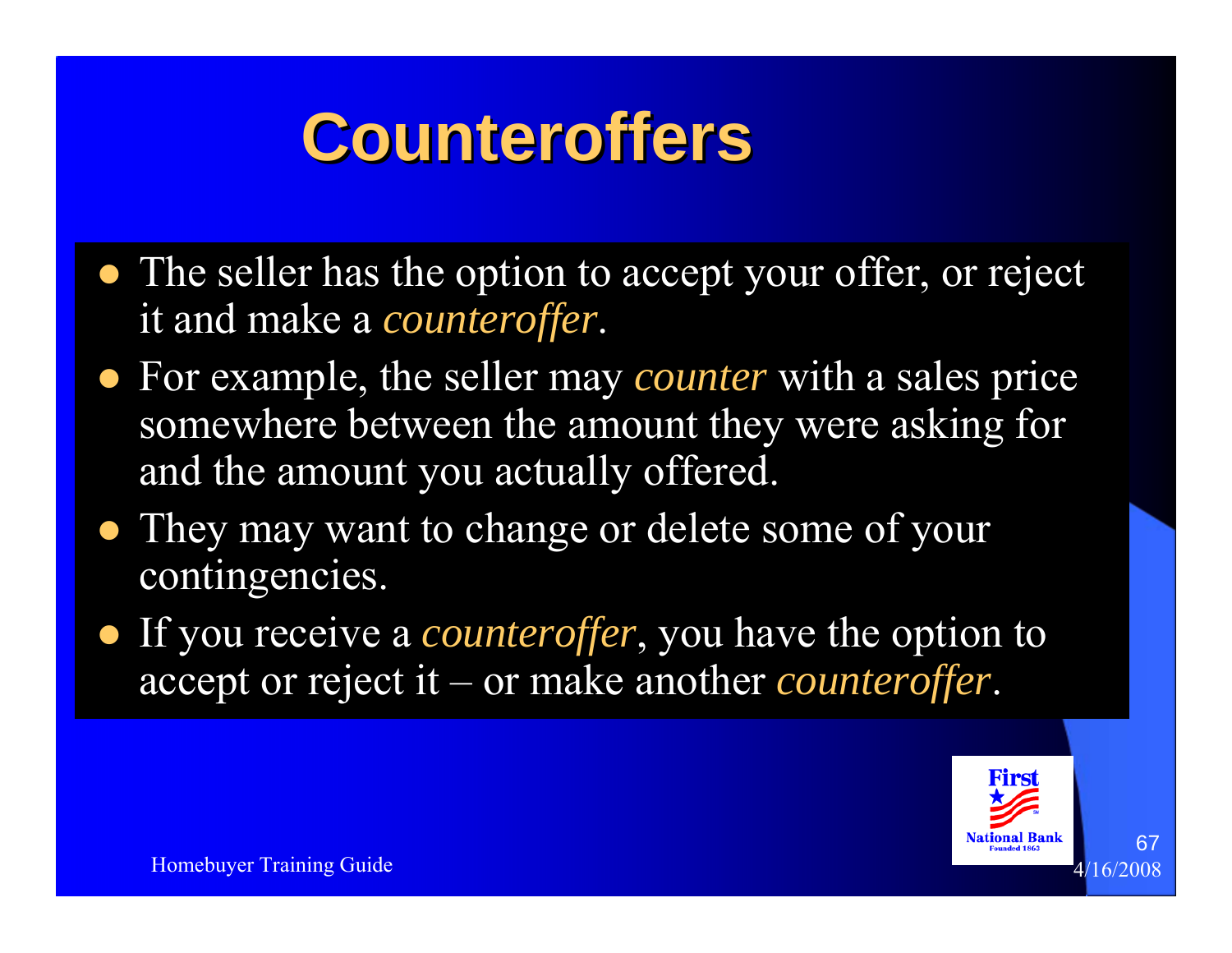# Counteroffers

- The seller has the option to accept your offer, or reject it and make a *counteroffer*.
- For example, the seller may *counter* with a sales price somewhere between the amount they were asking for and the amount you actually offered.
- They may want to change or delete some of your contingencies.
- If you receive a *counteroffer*, you have the option to accept or reject it – or make another *counteroffer*.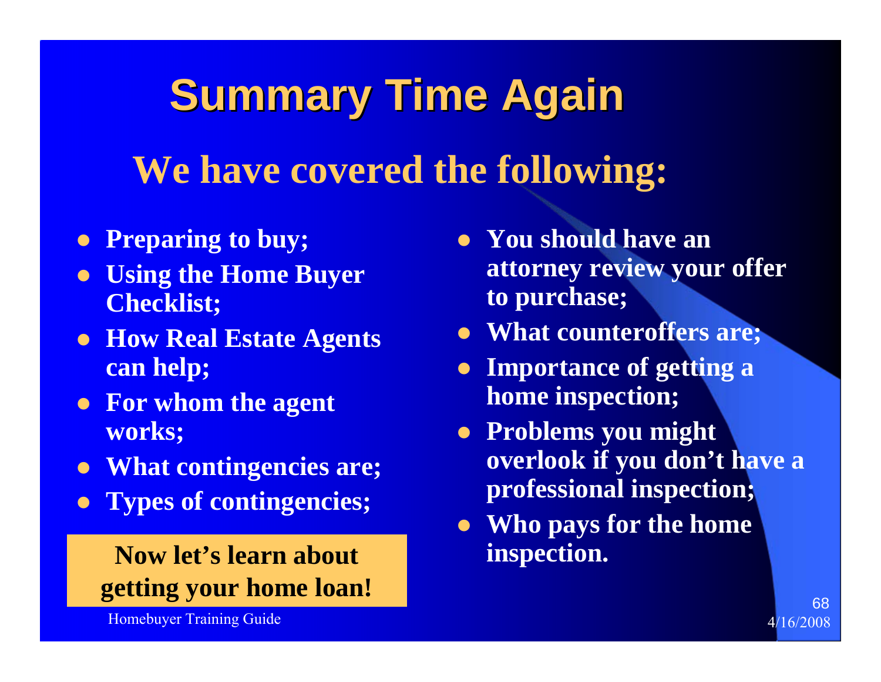# Summary Time Again

## We have covered the following:

- Preparing to buy;
- Using the Home Buyer Checklist;
- How Real Estate Agents can help;
- For whom the agent works;
- What contingencies are;
- Types of contingencies;
- You should have an attorney review your offer to purchase;
- What counteroffers are;
- Importance of getting a home inspection;
- Problems you might overlook if you don't have a professional inspection;
- Who pays for the home inspection.

**Now let's learn about getting your home loan!**